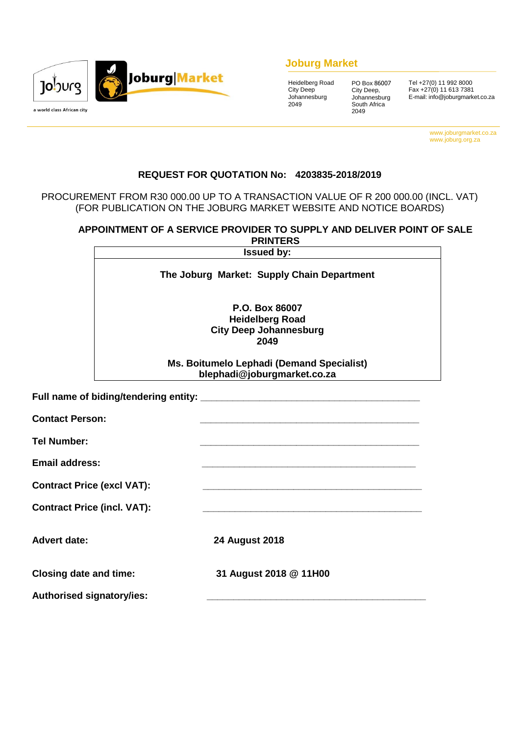**Joburg Market**

Heidelberg Road
City Deep
Johannesburg
2049

PO Box 86007
City Deep,
Johannesburg
South Africa
2049

Tel +27(0) 11 992 8000
Fax +27(0) 11 613 7381
E-mail: info@joburgmarket.co.za

www.joburgmarket.co.za
www.joburg.org.za

## REQUEST FOR QUOTATION No: 4203835-2018/2019

PROCUREMENT FROM R30 000.00 UP TO A TRANSACTION VALUE OF R 200 000.00 (INCL. VAT)
(FOR PUBLICATION ON THE JOBURG MARKET WEBSITE AND NOTICE BOARDS)

### APPOINTMENT OF A SERVICE PROVIDER TO SUPPLY AND DELIVER POINT OF SALE PRINTERS

| Issued by: |
|---|
| **The Joburg Market: Supply Chain Department**<br><br>**P.O. Box 86007**<br>**Heidelberg Road**<br>**City Deep Johannesburg**<br>**2049**<br><br>**Ms. Boitumelo Lephadi (Demand Specialist)**<br>**blephadi@joburgmarket.co.za** |

**Full name of biding/tendering entity:** ________________________________________

**Contact Person:** ________________________________________

**Tel Number:** ________________________________________

**Email address:** ________________________________________

**Contract Price (excl VAT):** ________________________________________

**Contract Price (incl. VAT):** ________________________________________

**Advert date:** **24 August 2018**

**Closing date and time:** **31 August 2018 @ 11H00**

**Authorised signatory/ies:** ________________________________________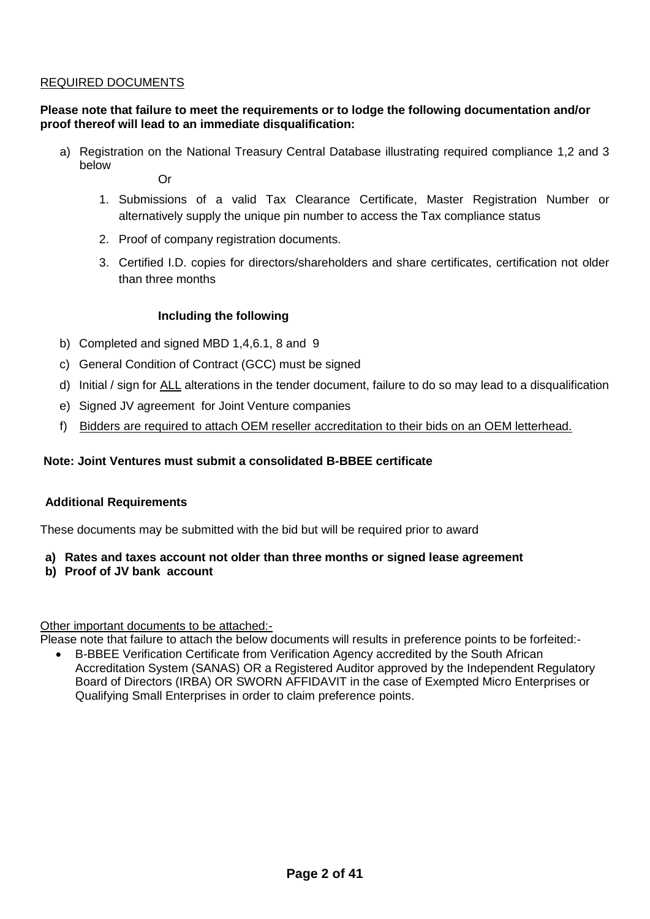<u>REQUIRED DOCUMENTS</u>

**Please note that failure to meet the requirements or to lodge the following documentation and/or proof thereof will lead to an immediate disqualification:**

a) Registration on the National Treasury Central Database illustrating required compliance 1,2 and 3 below

Or

1. Submissions of a valid Tax Clearance Certificate, Master Registration Number or alternatively supply the unique pin number to access the Tax compliance status
2. Proof of company registration documents.
3. Certified I.D. copies for directors/shareholders and share certificates, certification not older than three months

**Including the following**

b) Completed and signed MBD 1,4,6.1, 8 and 9

c) General Condition of Contract (GCC) must be signed

d) Initial / sign for <u>ALL</u> alterations in the tender document, failure to do so may lead to a disqualification

e) Signed JV agreement for Joint Venture companies

f) <u>Bidders are required to attach OEM reseller accreditation to their bids on an OEM letterhead.</u>

**Note: Joint Ventures must submit a consolidated B-BBEE certificate**

**Additional Requirements**

These documents may be submitted with the bid but will be required prior to award

**a) Rates and taxes account not older than three months or signed lease agreement**

**b) Proof of JV bank account**

<u>Other important documents to be attached:-</u>

Please note that failure to attach the below documents will results in preference points to be forfeited:-

- B-BBEE Verification Certificate from Verification Agency accredited by the South African Accreditation System (SANAS) OR a Registered Auditor approved by the Independent Regulatory Board of Directors (IRBA) OR SWORN AFFIDAVIT in the case of Exempted Micro Enterprises or Qualifying Small Enterprises in order to claim preference points.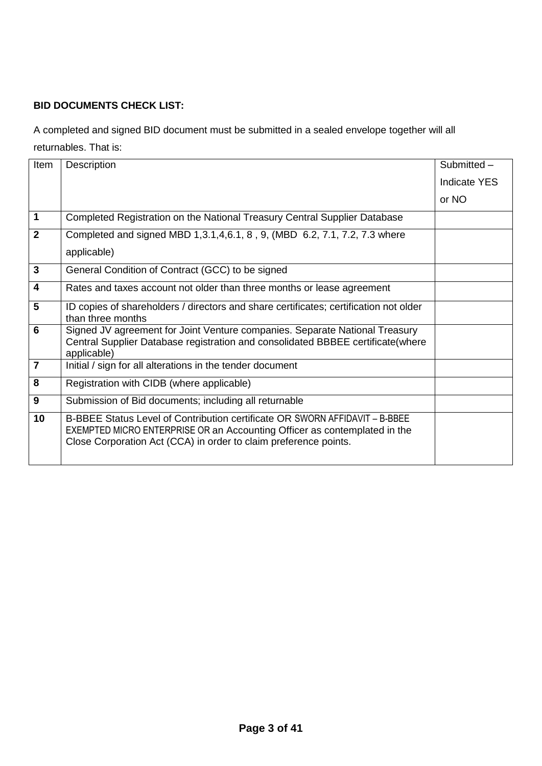**BID DOCUMENTS CHECK LIST:**

A completed and signed BID document must be submitted in a sealed envelope together will all returnables. That is:

| Item | Description | Submitted – Indicate YES or NO |
|---|---|---|
| **1** | Completed Registration on the National Treasury Central Supplier Database | |
| **2** | Completed and signed MBD 1,3.1,4,6.1, 8 , 9, (MBD 6.2, 7.1, 7.2, 7.3 where applicable) | |
| **3** | General Condition of Contract (GCC) to be signed | |
| **4** | Rates and taxes account not older than three months or lease agreement | |
| **5** | ID copies of shareholders / directors and share certificates; certification not older than three months | |
| **6** | Signed JV agreement for Joint Venture companies. Separate National Treasury Central Supplier Database registration and consolidated BBBEE certificate(where applicable) | |
| **7** | Initial / sign for all alterations in the tender document | |
| **8** | Registration with CIDB (where applicable) | |
| **9** | Submission of Bid documents; including all returnable | |
| **10** | B-BBEE Status Level of Contribution certificate OR SWORN AFFIDAVIT – B-BBEE EXEMPTED MICRO ENTERPRISE OR an Accounting Officer as contemplated in the Close Corporation Act (CCA) in order to claim preference points. | |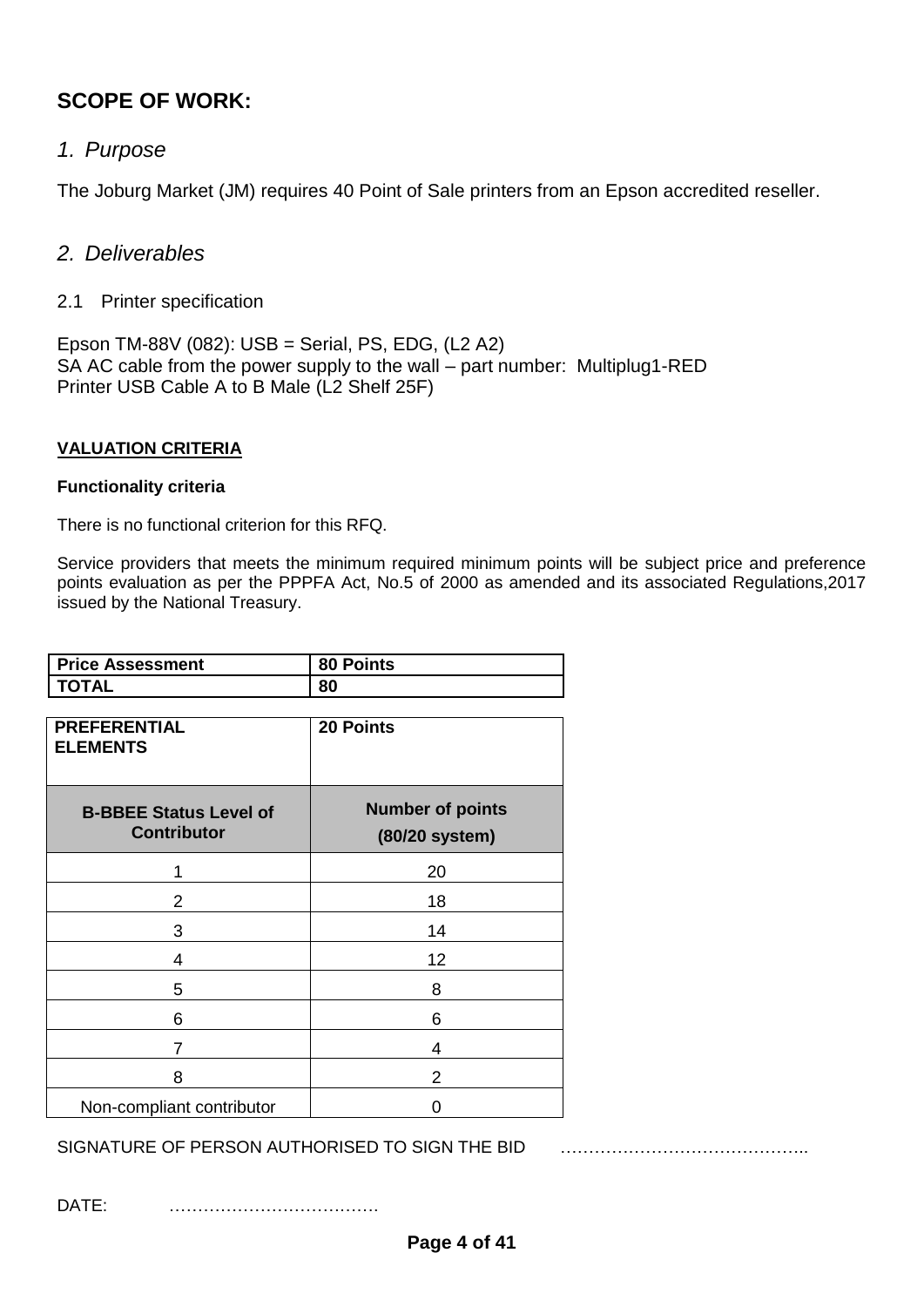## SCOPE OF WORK:

### *1. Purpose*

The Joburg Market (JM) requires 40 Point of Sale printers from an Epson accredited reseller.

### *2. Deliverables*

2.1 Printer specification

Epson TM-88V (082): USB = Serial, PS, EDG, (L2 A2)
SA AC cable from the power supply to the wall – part number: Multiplug1-RED
Printer USB Cable A to B Male (L2 Shelf 25F)

**VALUATION CRITERIA**

**Functionality criteria**

There is no functional criterion for this RFQ.

Service providers that meets the minimum required minimum points will be subject price and preference points evaluation as per the PPPFA Act, No.5 of 2000 as amended and its associated Regulations,2017 issued by the National Treasury.

| **Price Assessment** | **80 Points** |
|---|---|
| **TOTAL** | **80** |

| **PREFERENTIAL ELEMENTS** | **20 Points** |
|---|---|
| **B-BBEE Status Level of Contributor** | **Number of points (80/20 system)** |
| 1 | 20 |
| 2 | 18 |
| 3 | 14 |
| 4 | 12 |
| 5 | 8 |
| 6 | 6 |
| 7 | 4 |
| 8 | 2 |
| Non-compliant contributor | 0 |

SIGNATURE OF PERSON AUTHORISED TO SIGN THE BID ……….…………………………..

DATE: ……………………….……..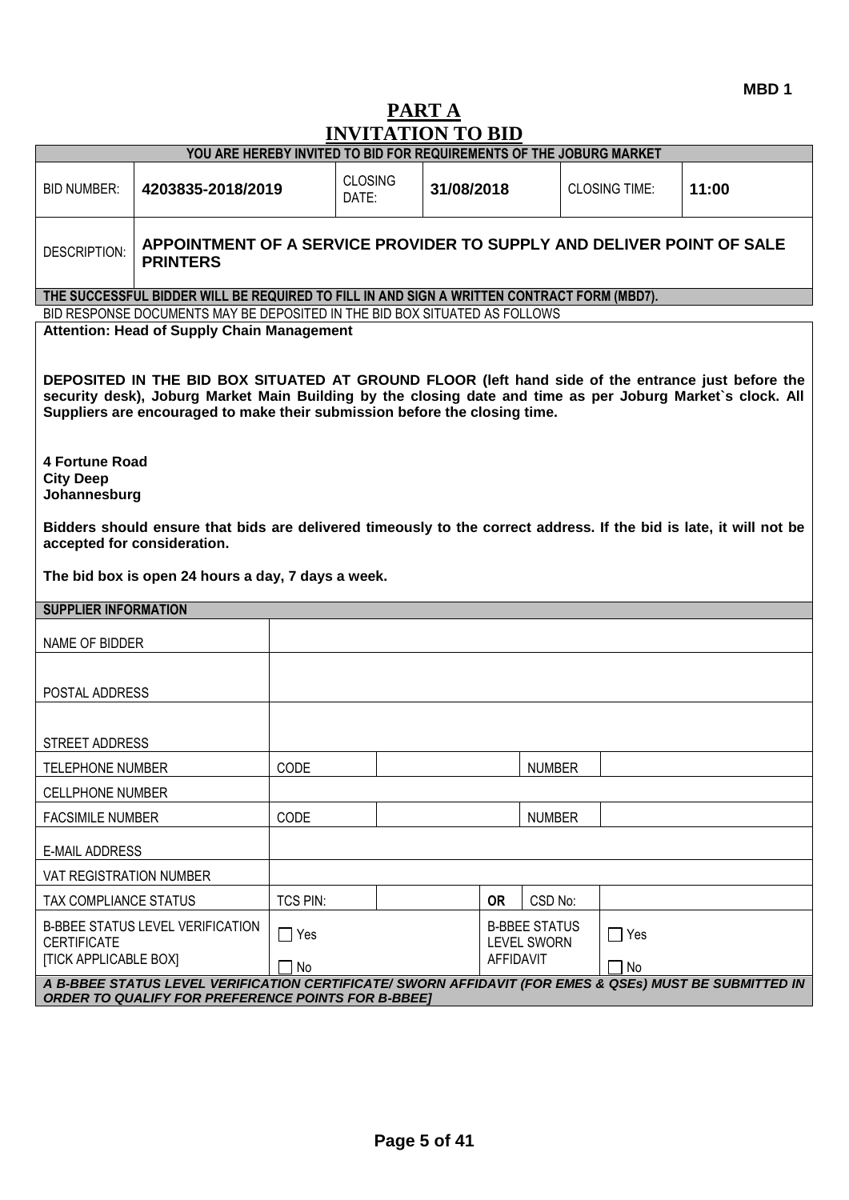MBD 1

# PART A
# INVITATION TO BID

**YOU ARE HEREBY INVITED TO BID FOR REQUIREMENTS OF THE JOBURG MARKET**

| BID NUMBER: | **4203835-2018/2019** | CLOSING DATE: | **31/08/2018** | CLOSING TIME: | **11:00** |
|---|---|---|---|---|---|
| DESCRIPTION: | **APPOINTMENT OF A SERVICE PROVIDER TO SUPPLY AND DELIVER POINT OF SALE PRINTERS** | | | | |

**THE SUCCESSFUL BIDDER WILL BE REQUIRED TO FILL IN AND SIGN A WRITTEN CONTRACT FORM (MBD7).**

BID RESPONSE DOCUMENTS MAY BE DEPOSITED IN THE BID BOX SITUATED AS FOLLOWS

**Attention: Head of Supply Chain Management**

**DEPOSITED IN THE BID BOX SITUATED AT GROUND FLOOR (left hand side of the entrance just before the security desk), Joburg Market Main Building by the closing date and time as per Joburg Market`s clock. All Suppliers are encouraged to make their submission before the closing time.**

**4 Fortune Road**
**City Deep**
**Johannesburg**

**Bidders should ensure that bids are delivered timeously to the correct address. If the bid is late, it will not be accepted for consideration.**

**The bid box is open 24 hours a day, 7 days a week.**

**SUPPLIER INFORMATION**

| NAME OF BIDDER | | | | | |
|---|---|---|---|---|---|
| POSTAL ADDRESS | | | | | |
| STREET ADDRESS | | | | | |
| TELEPHONE NUMBER | CODE | | | NUMBER | |
| CELLPHONE NUMBER | | | | | |
| FACSIMILE NUMBER | CODE | | | NUMBER | |
| E-MAIL ADDRESS | | | | | |
| VAT REGISTRATION NUMBER | | | | | |
| TAX COMPLIANCE STATUS | TCS PIN: | | **OR** | CSD No: | |
| B-BBEE STATUS LEVEL VERIFICATION CERTIFICATE [TICK APPLICABLE BOX] | ☐ Yes ☐ No | | B-BBEE STATUS LEVEL SWORN AFFIDAVIT | | ☐ Yes ☐ No |

***A B-BBEE STATUS LEVEL VERIFICATION CERTIFICATE/ SWORN AFFIDAVIT (FOR EMES & QSEs) MUST BE SUBMITTED IN ORDER TO QUALIFY FOR PREFERENCE POINTS FOR B-BBEE]***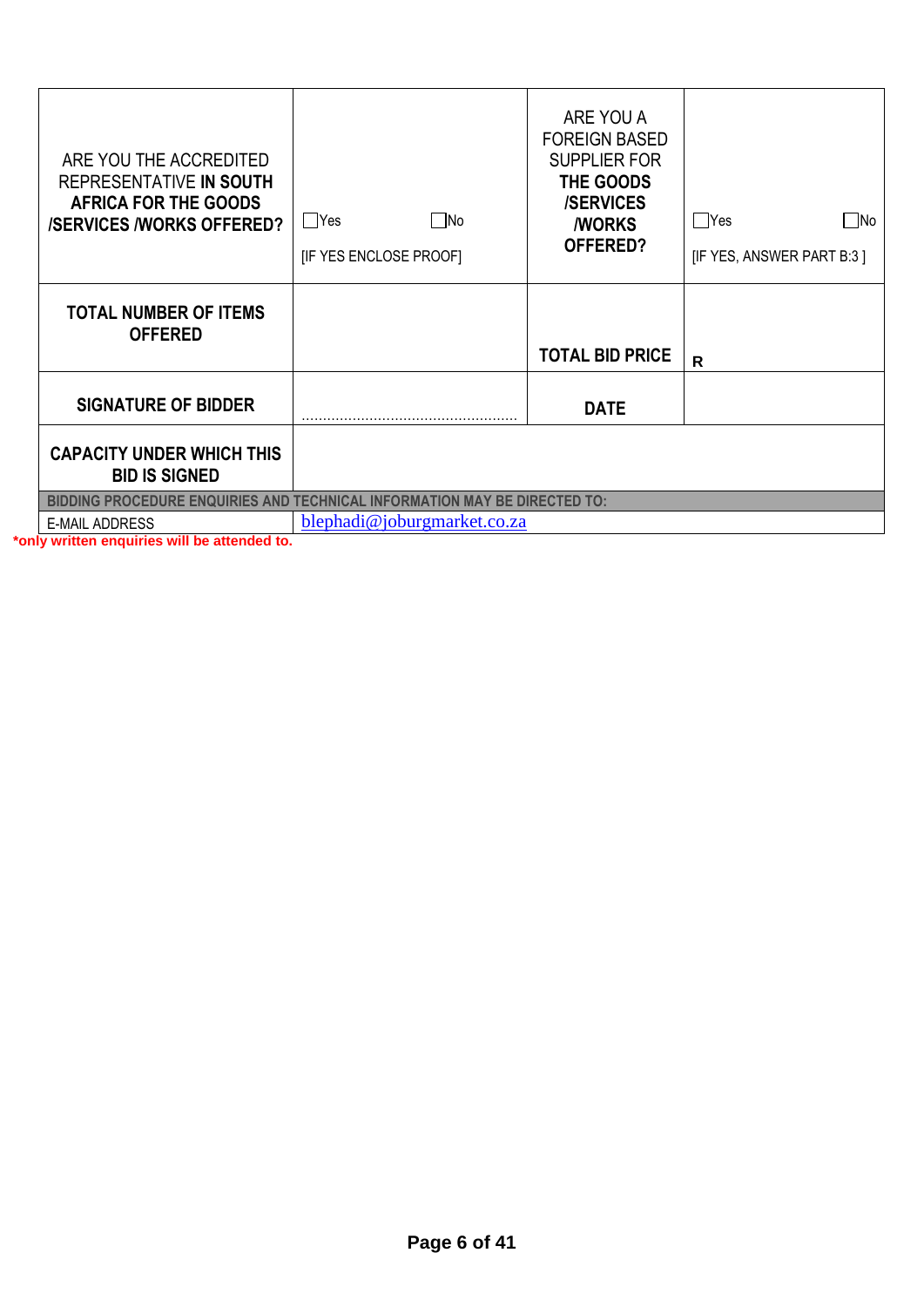| ARE YOU THE ACCREDITED REPRESENTATIVE **IN SOUTH AFRICA FOR THE GOODS /SERVICES /WORKS OFFERED?** | ☐Yes ☐No [IF YES ENCLOSE PROOF] | ARE YOU A FOREIGN BASED SUPPLIER FOR **THE GOODS /SERVICES /WORKS OFFERED?** | ☐Yes ☐No [IF YES, ANSWER PART B:3 ] |
|---|---|---|---|
| **TOTAL NUMBER OF ITEMS OFFERED** | | **TOTAL BID PRICE** | **R** |
| **SIGNATURE OF BIDDER** | ………………………………………… | **DATE** | |
| **CAPACITY UNDER WHICH THIS BID IS SIGNED** | | | |
| **BIDDING PROCEDURE ENQUIRIES AND TECHNICAL INFORMATION MAY BE DIRECTED TO:** | | | |
| E-MAIL ADDRESS | blephadi@joburgmarket.co.za | | |

**\*only written enquiries will be attended to.**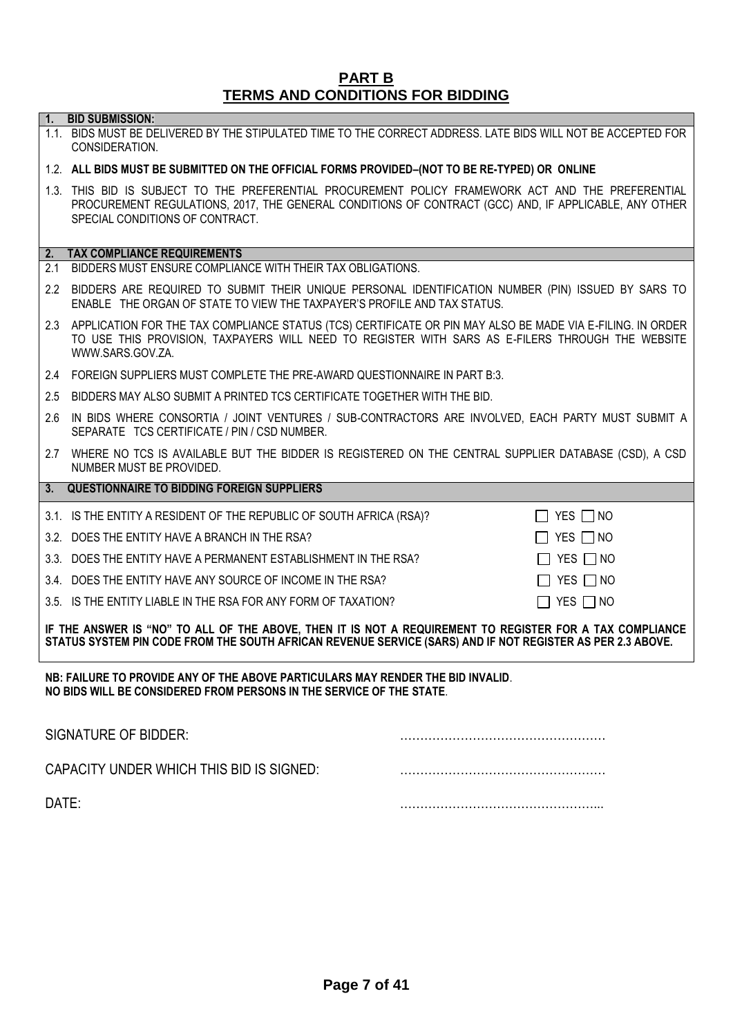# PART B
# TERMS AND CONDITIONS FOR BIDDING

## 1. BID SUBMISSION:

1.1. BIDS MUST BE DELIVERED BY THE STIPULATED TIME TO THE CORRECT ADDRESS. LATE BIDS WILL NOT BE ACCEPTED FOR CONSIDERATION.

1.2. **ALL BIDS MUST BE SUBMITTED ON THE OFFICIAL FORMS PROVIDED–(NOT TO BE RE-TYPED) OR ONLINE**

1.3. THIS BID IS SUBJECT TO THE PREFERENTIAL PROCUREMENT POLICY FRAMEWORK ACT AND THE PREFERENTIAL PROCUREMENT REGULATIONS, 2017, THE GENERAL CONDITIONS OF CONTRACT (GCC) AND, IF APPLICABLE, ANY OTHER SPECIAL CONDITIONS OF CONTRACT.

## 2. TAX COMPLIANCE REQUIREMENTS

2.1 BIDDERS MUST ENSURE COMPLIANCE WITH THEIR TAX OBLIGATIONS.

2.2 BIDDERS ARE REQUIRED TO SUBMIT THEIR UNIQUE PERSONAL IDENTIFICATION NUMBER (PIN) ISSUED BY SARS TO ENABLE THE ORGAN OF STATE TO VIEW THE TAXPAYER'S PROFILE AND TAX STATUS.

2.3 APPLICATION FOR THE TAX COMPLIANCE STATUS (TCS) CERTIFICATE OR PIN MAY ALSO BE MADE VIA E-FILING. IN ORDER TO USE THIS PROVISION, TAXPAYERS WILL NEED TO REGISTER WITH SARS AS E-FILERS THROUGH THE WEBSITE WWW.SARS.GOV.ZA.

2.4 FOREIGN SUPPLIERS MUST COMPLETE THE PRE-AWARD QUESTIONNAIRE IN PART B:3.

2.5 BIDDERS MAY ALSO SUBMIT A PRINTED TCS CERTIFICATE TOGETHER WITH THE BID.

2.6 IN BIDS WHERE CONSORTIA / JOINT VENTURES / SUB-CONTRACTORS ARE INVOLVED, EACH PARTY MUST SUBMIT A SEPARATE TCS CERTIFICATE / PIN / CSD NUMBER.

2.7 WHERE NO TCS IS AVAILABLE BUT THE BIDDER IS REGISTERED ON THE CENTRAL SUPPLIER DATABASE (CSD), A CSD NUMBER MUST BE PROVIDED.

## 3. QUESTIONNAIRE TO BIDDING FOREIGN SUPPLIERS

| | |
|---|---|
| 3.1. IS THE ENTITY A RESIDENT OF THE REPUBLIC OF SOUTH AFRICA (RSA)? | ☐ YES ☐ NO |
| 3.2. DOES THE ENTITY HAVE A BRANCH IN THE RSA? | ☐ YES ☐ NO |
| 3.3. DOES THE ENTITY HAVE A PERMANENT ESTABLISHMENT IN THE RSA? | ☐ YES ☐ NO |
| 3.4. DOES THE ENTITY HAVE ANY SOURCE OF INCOME IN THE RSA? | ☐ YES ☐ NO |
| 3.5. IS THE ENTITY LIABLE IN THE RSA FOR ANY FORM OF TAXATION? | ☐ YES ☐ NO |

**IF THE ANSWER IS "NO" TO ALL OF THE ABOVE, THEN IT IS NOT A REQUIREMENT TO REGISTER FOR A TAX COMPLIANCE STATUS SYSTEM PIN CODE FROM THE SOUTH AFRICAN REVENUE SERVICE (SARS) AND IF NOT REGISTER AS PER 2.3 ABOVE.**

**NB: FAILURE TO PROVIDE ANY OF THE ABOVE PARTICULARS MAY RENDER THE BID INVALID**.
**NO BIDS WILL BE CONSIDERED FROM PERSONS IN THE SERVICE OF THE STATE**.

SIGNATURE OF BIDDER: ……………………………………………

CAPACITY UNDER WHICH THIS BID IS SIGNED: ……………………………………………

DATE: …………………………………………...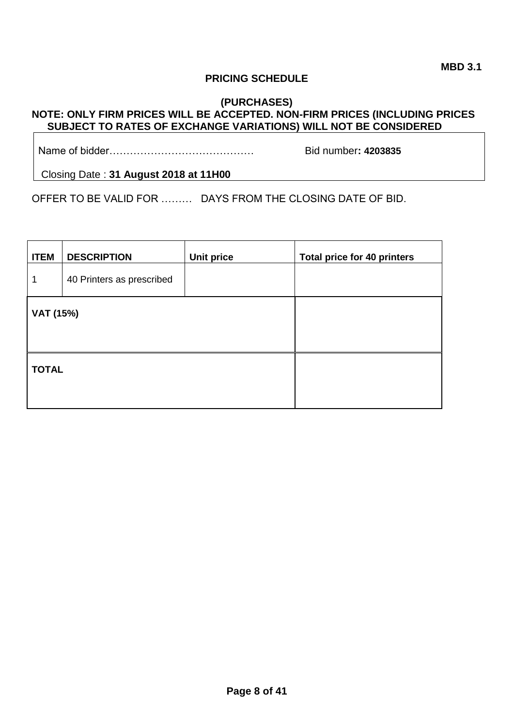**MBD 3.1**

# PRICING SCHEDULE

## (PURCHASES)

**NOTE: ONLY FIRM PRICES WILL BE ACCEPTED. NON-FIRM PRICES (INCLUDING PRICES SUBJECT TO RATES OF EXCHANGE VARIATIONS) WILL NOT BE CONSIDERED**

Name of bidder…………………………………… Bid number**: 4203835**

Closing Date : **31 August 2018 at 11H00**

OFFER TO BE VALID FOR ……… DAYS FROM THE CLOSING DATE OF BID.

| ITEM | DESCRIPTION | Unit price | Total price for 40 printers |
|---|---|---|---|
| 1 | 40 Printers as prescribed | | |
| **VAT (15%)** | | | |
| **TOTAL** | | | |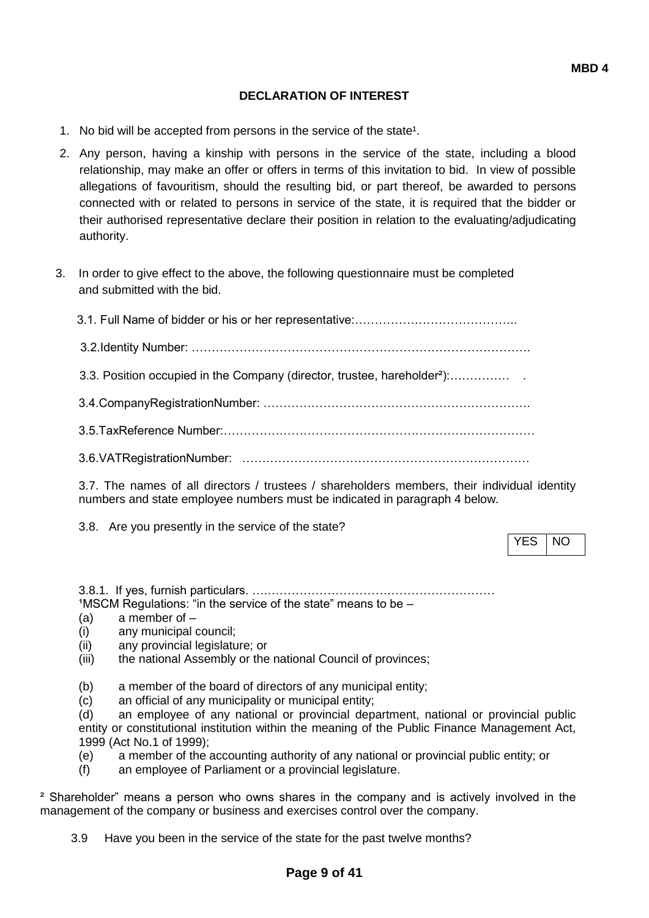**MBD 4**

# DECLARATION OF INTEREST

1. No bid will be accepted from persons in the service of the state[1].

2. Any person, having a kinship with persons in the service of the state, including a blood relationship, may make an offer or offers in terms of this invitation to bid. In view of possible allegations of favouritism, should the resulting bid, or part thereof, be awarded to persons connected with or related to persons in service of the state, it is required that the bidder or their authorised representative declare their position in relation to the evaluating/adjudicating authority.

3. In order to give effect to the above, the following questionnaire must be completed and submitted with the bid.

   3.1. Full Name of bidder or his or her representative:…………………………………..

   3.2.Identity Number: ……………………………………………………………………….

   3.3. Position occupied in the Company (director, trustee, hareholder[2]):……………  .

   3.4.CompanyRegistrationNumber: ……………………………………………………….

   3.5.TaxReference Number:…………………………………………………………………

   3.6.VATRegistrationNumber: ………………………………………………………………

   3.7. The names of all directors / trustees / shareholders members, their individual identity numbers and state employee numbers must be indicated in paragraph 4 below.

   3.8. Are you presently in the service of the state?

| YES | NO |
|---|---|

   3.8.1. If yes, furnish particulars. ….…………………………………………………

[1]MSCM Regulations: "in the service of the state" means to be –

(a) a member of –
(i) any municipal council;
(ii) any provincial legislature; or
(iii) the national Assembly or the national Council of provinces;

(b) a member of the board of directors of any municipal entity;
(c) an official of any municipality or municipal entity;
(d) an employee of any national or provincial department, national or provincial public entity or constitutional institution within the meaning of the Public Finance Management Act, 1999 (Act No.1 of 1999);
(e) a member of the accounting authority of any national or provincial public entity; or
(f) an employee of Parliament or a provincial legislature.

[2] Shareholder" means a person who owns shares in the company and is actively involved in the management of the company or business and exercises control over the company.

   3.9 Have you been in the service of the state for the past twelve months?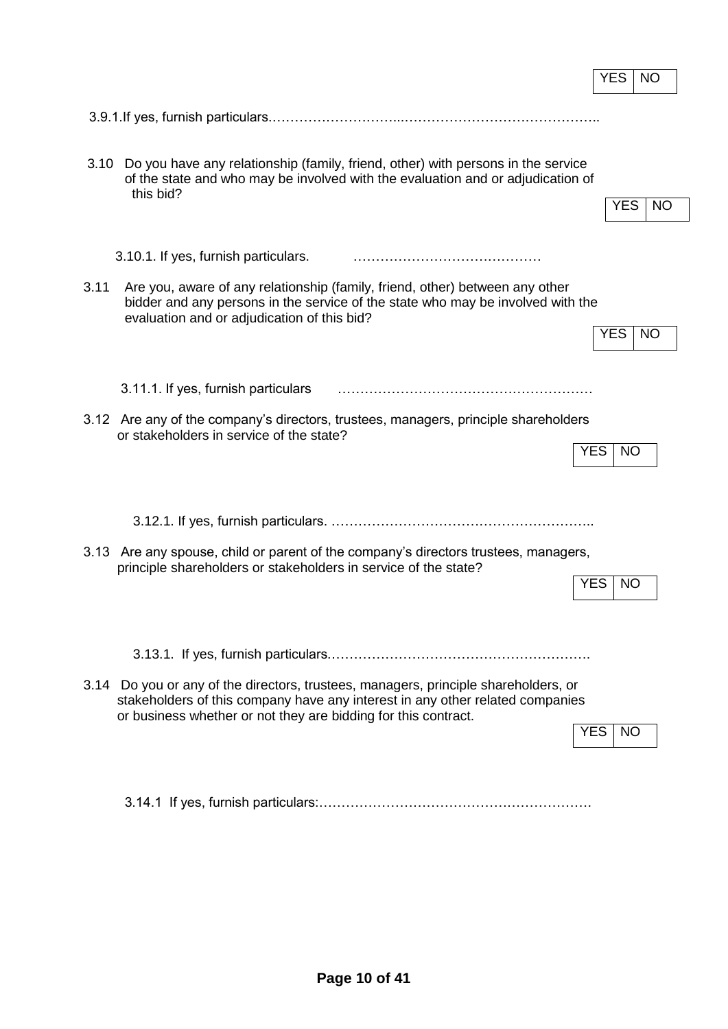| YES | NO |
|---|---|

3.9.1.If yes, furnish particulars.………………………...……………………………………..

3.10 Do you have any relationship (family, friend, other) with persons in the service of the state and who may be involved with the evaluation and or adjudication of this bid?

| YES | NO |
|---|---|

3.10.1. If yes, furnish particulars. ……………………………………

3.11 Are you, aware of any relationship (family, friend, other) between any other bidder and any persons in the service of the state who may be involved with the evaluation and or adjudication of this bid?

| YES | NO |
|---|---|

3.11.1. If yes, furnish particulars …………………………………………………

3.12 Are any of the company's directors, trustees, managers, principle shareholders or stakeholders in service of the state?

| YES | NO |
|---|---|

3.12.1. If yes, furnish particulars. …………………………………………………..

3.13 Are any spouse, child or parent of the company's directors trustees, managers, principle shareholders or stakeholders in service of the state?

| YES | NO |
|---|---|

3.13.1. If yes, furnish particulars.………………………………………………….

3.14 Do you or any of the directors, trustees, managers, principle shareholders, or stakeholders of this company have any interest in any other related companies or business whether or not they are bidding for this contract.

| YES | NO |
|---|---|

3.14.1 If yes, furnish particulars:…………………………………………………….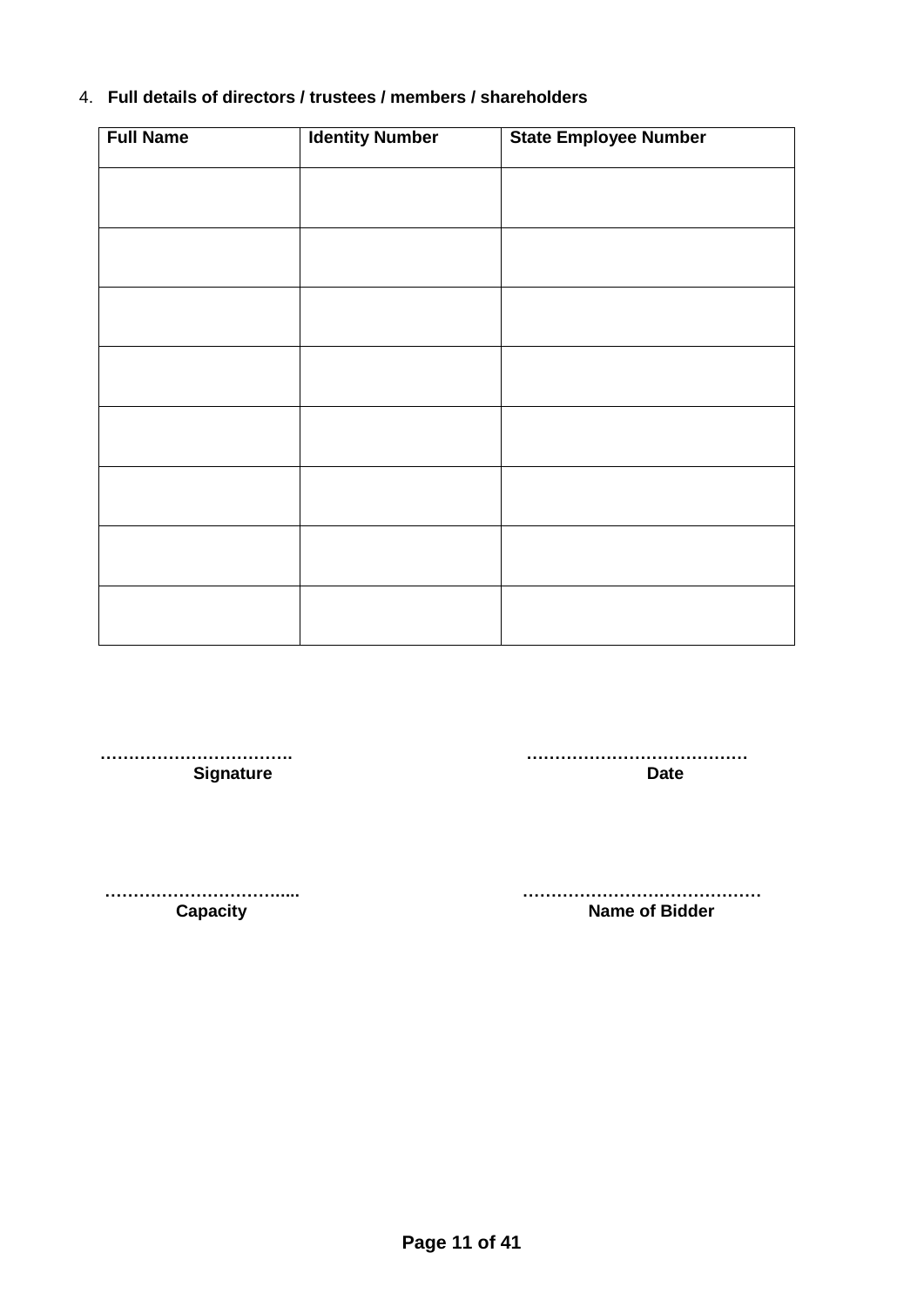4. **Full details of directors / trustees / members / shareholders**

| Full Name | Identity Number | State Employee Number |
|---|---|---|
| | | |
| | | |
| | | |
| | | |
| | | |
| | | |
| | | |
| | | |

……………………………. 
**Signature**

…………………………………
**Date**

…………………………….... 
**Capacity**

……………………………………
**Name of Bidder**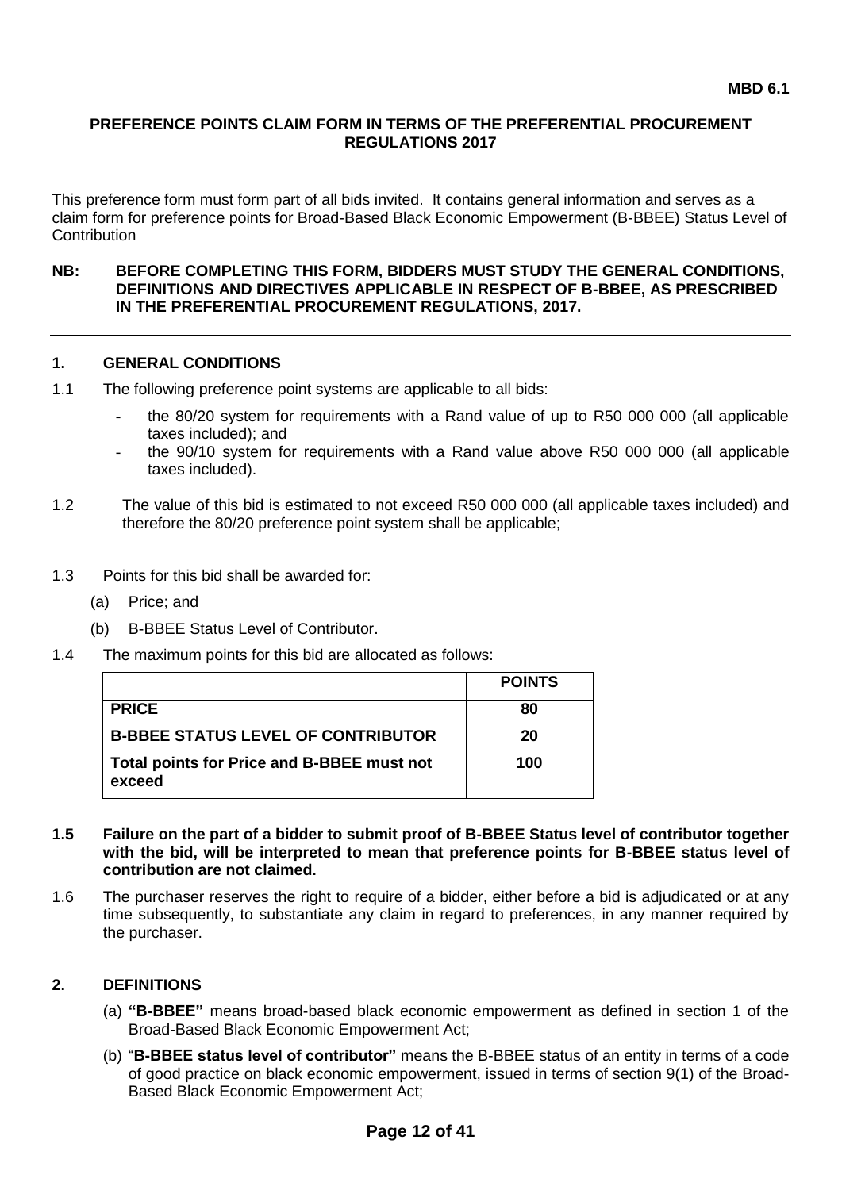**MBD 6.1**

## PREFERENCE POINTS CLAIM FORM IN TERMS OF THE PREFERENTIAL PROCUREMENT REGULATIONS 2017

This preference form must form part of all bids invited. It contains general information and serves as a claim form for preference points for Broad-Based Black Economic Empowerment (B-BBEE) Status Level of Contribution

**NB: BEFORE COMPLETING THIS FORM, BIDDERS MUST STUDY THE GENERAL CONDITIONS, DEFINITIONS AND DIRECTIVES APPLICABLE IN RESPECT OF B-BBEE, AS PRESCRIBED IN THE PREFERENTIAL PROCUREMENT REGULATIONS, 2017.**

---

### 1. GENERAL CONDITIONS

1.1 The following preference point systems are applicable to all bids:

- the 80/20 system for requirements with a Rand value of up to R50 000 000 (all applicable taxes included); and
- the 90/10 system for requirements with a Rand value above R50 000 000 (all applicable taxes included).

1.2 The value of this bid is estimated to not exceed R50 000 000 (all applicable taxes included) and therefore the 80/20 preference point system shall be applicable;

1.3 Points for this bid shall be awarded for:

(a) Price; and

(b) B-BBEE Status Level of Contributor.

1.4 The maximum points for this bid are allocated as follows:

| | **POINTS** |
|---|---|
| **PRICE** | **80** |
| **B-BBEE STATUS LEVEL OF CONTRIBUTOR** | **20** |
| **Total points for Price and B-BBEE must not exceed** | **100** |

**1.5 Failure on the part of a bidder to submit proof of B-BBEE Status level of contributor together with the bid, will be interpreted to mean that preference points for B-BBEE status level of contribution are not claimed.**

1.6 The purchaser reserves the right to require of a bidder, either before a bid is adjudicated or at any time subsequently, to substantiate any claim in regard to preferences, in any manner required by the purchaser.

### 2. DEFINITIONS

(a) **"B-BBEE"** means broad-based black economic empowerment as defined in section 1 of the Broad-Based Black Economic Empowerment Act;

(b) "**B-BBEE status level of contributor"** means the B-BBEE status of an entity in terms of a code of good practice on black economic empowerment, issued in terms of section 9(1) of the Broad-Based Black Economic Empowerment Act;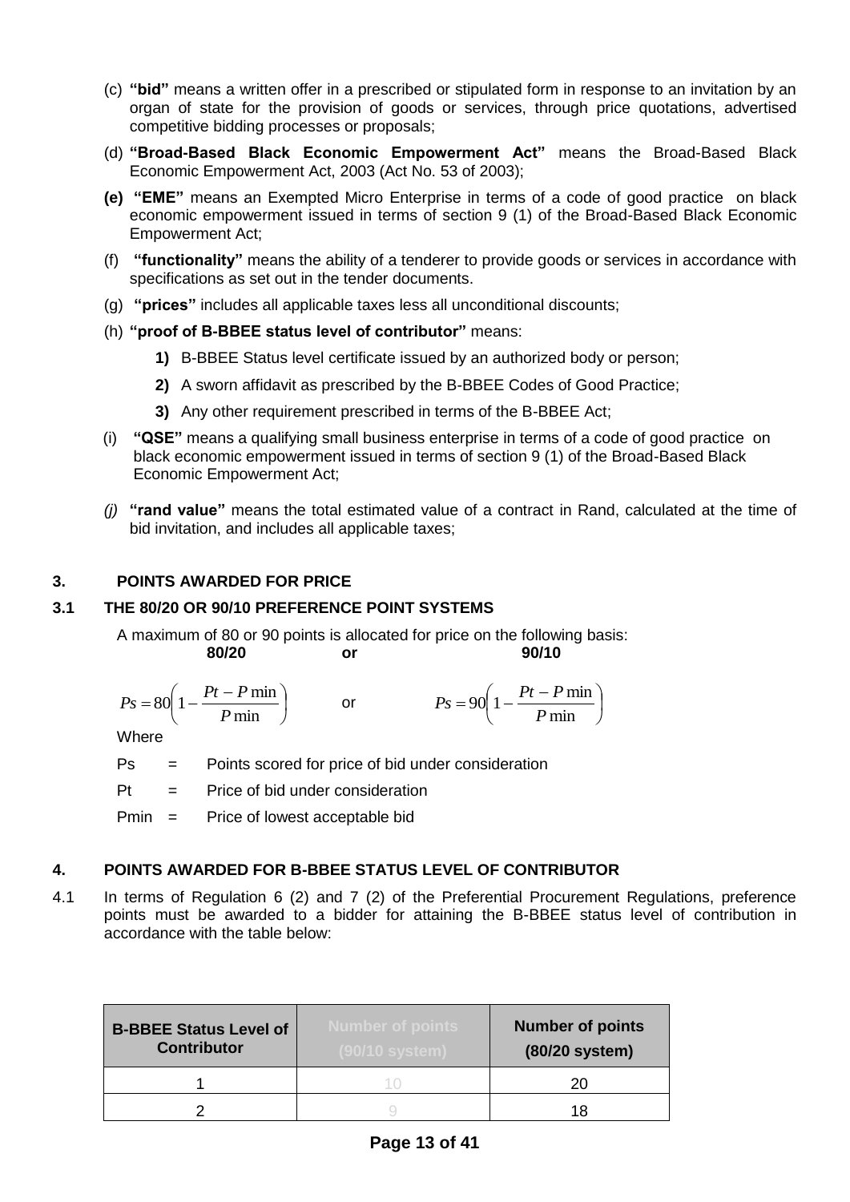(c) **"bid"** means a written offer in a prescribed or stipulated form in response to an invitation by an organ of state for the provision of goods or services, through price quotations, advertised competitive bidding processes or proposals;

(d) **"Broad-Based Black Economic Empowerment Act"** means the Broad-Based Black Economic Empowerment Act, 2003 (Act No. 53 of 2003);

**(e)** **"EME"** means an Exempted Micro Enterprise in terms of a code of good practice on black economic empowerment issued in terms of section 9 (1) of the Broad-Based Black Economic Empowerment Act;

(f) **"functionality"** means the ability of a tenderer to provide goods or services in accordance with specifications as set out in the tender documents.

(g) **"prices"** includes all applicable taxes less all unconditional discounts;

(h) **"proof of B-BBEE status level of contributor"** means:

**1)** B-BBEE Status level certificate issued by an authorized body or person;

**2)** A sworn affidavit as prescribed by the B-BBEE Codes of Good Practice;

**3)** Any other requirement prescribed in terms of the B-BBEE Act;

(i) **"QSE"** means a qualifying small business enterprise in terms of a code of good practice on black economic empowerment issued in terms of section 9 (1) of the Broad-Based Black Economic Empowerment Act;

*(j)* **"rand value"** means the total estimated value of a contract in Rand, calculated at the time of bid invitation, and includes all applicable taxes;

## 3. POINTS AWARDED FOR PRICE

### 3.1 THE 80/20 OR 90/10 PREFERENCE POINT SYSTEMS

A maximum of 80 or 90 points is allocated for price on the following basis:

**80/20** or **90/10**

$$Ps = 80\left(1 - \frac{Pt - P\min}{P\min}\right) \quad \text{or} \quad Ps = 90\left(1 - \frac{Pt - P\min}{P\min}\right)$$

Where

Ps = Points scored for price of bid under consideration

Pt = Price of bid under consideration

Pmin = Price of lowest acceptable bid

## 4. POINTS AWARDED FOR B-BBEE STATUS LEVEL OF CONTRIBUTOR

4.1 In terms of Regulation 6 (2) and 7 (2) of the Preferential Procurement Regulations, preference points must be awarded to a bidder for attaining the B-BBEE status level of contribution in accordance with the table below:

| B-BBEE Status Level of Contributor | Number of points (90/10 system) | Number of points (80/20 system) |
|---|---|---|
| 1 | 10 | 20 |
| 2 | 9 | 18 |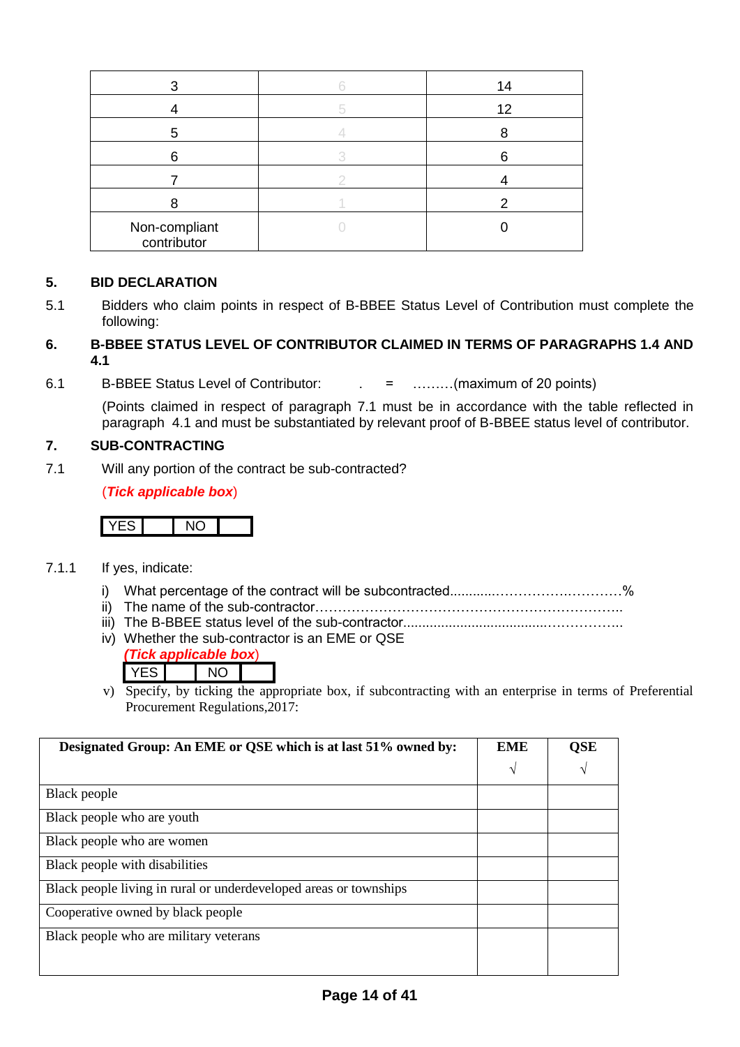| 3 | 6 | 14 |
|---|---|---|
| 4 | 5 | 12 |
| 5 | 4 | 8 |
| 6 | 3 | 6 |
| 7 | 2 | 4 |
| 8 | 1 | 2 |
| Non-compliant contributor | 0 | 0 |

## 5. BID DECLARATION

5.1 Bidders who claim points in respect of B-BBEE Status Level of Contribution must complete the following:

## 6. B-BBEE STATUS LEVEL OF CONTRIBUTOR CLAIMED IN TERMS OF PARAGRAPHS 1.4 AND 4.1

6.1 B-BBEE Status Level of Contributor: . = ………(maximum of 20 points)

(Points claimed in respect of paragraph 7.1 must be in accordance with the table reflected in paragraph 4.1 and must be substantiated by relevant proof of B-BBEE status level of contributor.

## 7. SUB-CONTRACTING

7.1 Will any portion of the contract be sub-contracted?

(***Tick applicable box***)

| YES | | NO | |
|---|---|---|---|

7.1.1 If yes, indicate:

i) What percentage of the contract will be subcontracted............…………….………….…%
ii) The name of the sub-contractor…………………………………………………………..
iii) The B-BBEE status level of the sub-contractor......................................……………..
iv) Whether the sub-contractor is an EME or QSE

(***Tick applicable box***)

| YES | | NO | |
|---|---|---|---|

v) Specify, by ticking the appropriate box, if subcontracting with an enterprise in terms of Preferential Procurement Regulations,2017:

| Designated Group: An EME or QSE which is at last 51% owned by: | EME √ | QSE √ |
|---|---|---|
| Black people | | |
| Black people who are youth | | |
| Black people who are women | | |
| Black people with disabilities | | |
| Black people living in rural or underdeveloped areas or townships | | |
| Cooperative owned by black people | | |
| Black people who are military veterans | | |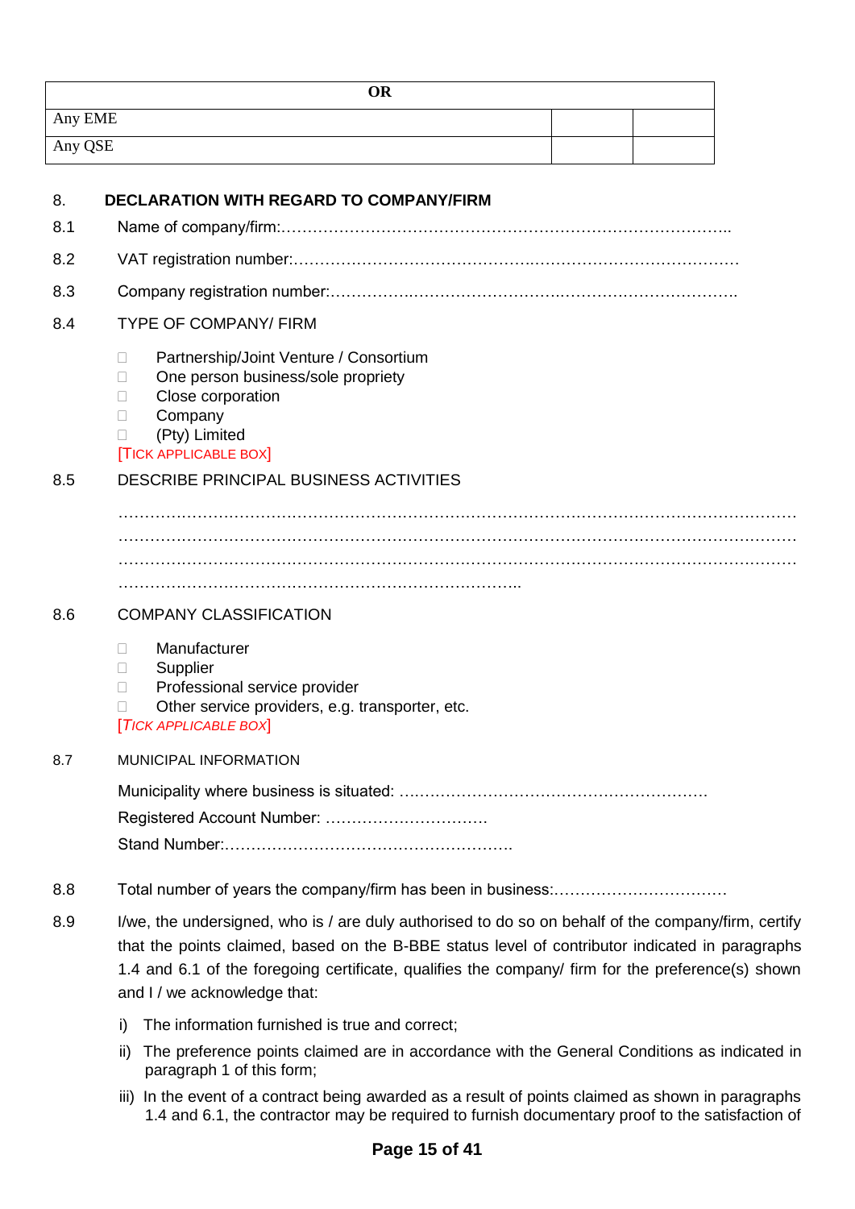| OR | | |
|---|---|---|
| Any EME | | |
| Any QSE | | |

## 8. DECLARATION WITH REGARD TO COMPANY/FIRM

8.1 Name of company/firm:…………………………………………………………………………..

8.2 VAT registration number:……………………………………….…………………………………

8.3 Company registration number:…………….……………………….…………………………….

8.4 TYPE OF COMPANY/ FIRM

- ☐ Partnership/Joint Venture / Consortium
- ☐ One person business/sole propriety
- ☐ Close corporation
- ☐ Company
- ☐ (Pty) Limited

[TICK APPLICABLE BOX]

8.5 DESCRIBE PRINCIPAL BUSINESS ACTIVITIES

…………………………………………………………………………………………………………………
…………………………………………………………………………………………………………………
…………………………………………………………………………………………………………………
…………………………………………………………………..

8.6 COMPANY CLASSIFICATION

- ☐ Manufacturer
- ☐ Supplier
- ☐ Professional service provider
- ☐ Other service providers, e.g. transporter, etc.

*[TICK APPLICABLE BOX]*

8.7 MUNICIPAL INFORMATION

Municipality where business is situated: ….………………………………………………….

Registered Account Number: ………………………….

Stand Number:……………………………………………….

8.8 Total number of years the company/firm has been in business:……………………………

8.9 I/we, the undersigned, who is / are duly authorised to do so on behalf of the company/firm, certify that the points claimed, based on the B-BBE status level of contributor indicated in paragraphs 1.4 and 6.1 of the foregoing certificate, qualifies the company/ firm for the preference(s) shown and I / we acknowledge that:

i) The information furnished is true and correct;

ii) The preference points claimed are in accordance with the General Conditions as indicated in paragraph 1 of this form;

iii) In the event of a contract being awarded as a result of points claimed as shown in paragraphs 1.4 and 6.1, the contractor may be required to furnish documentary proof to the satisfaction of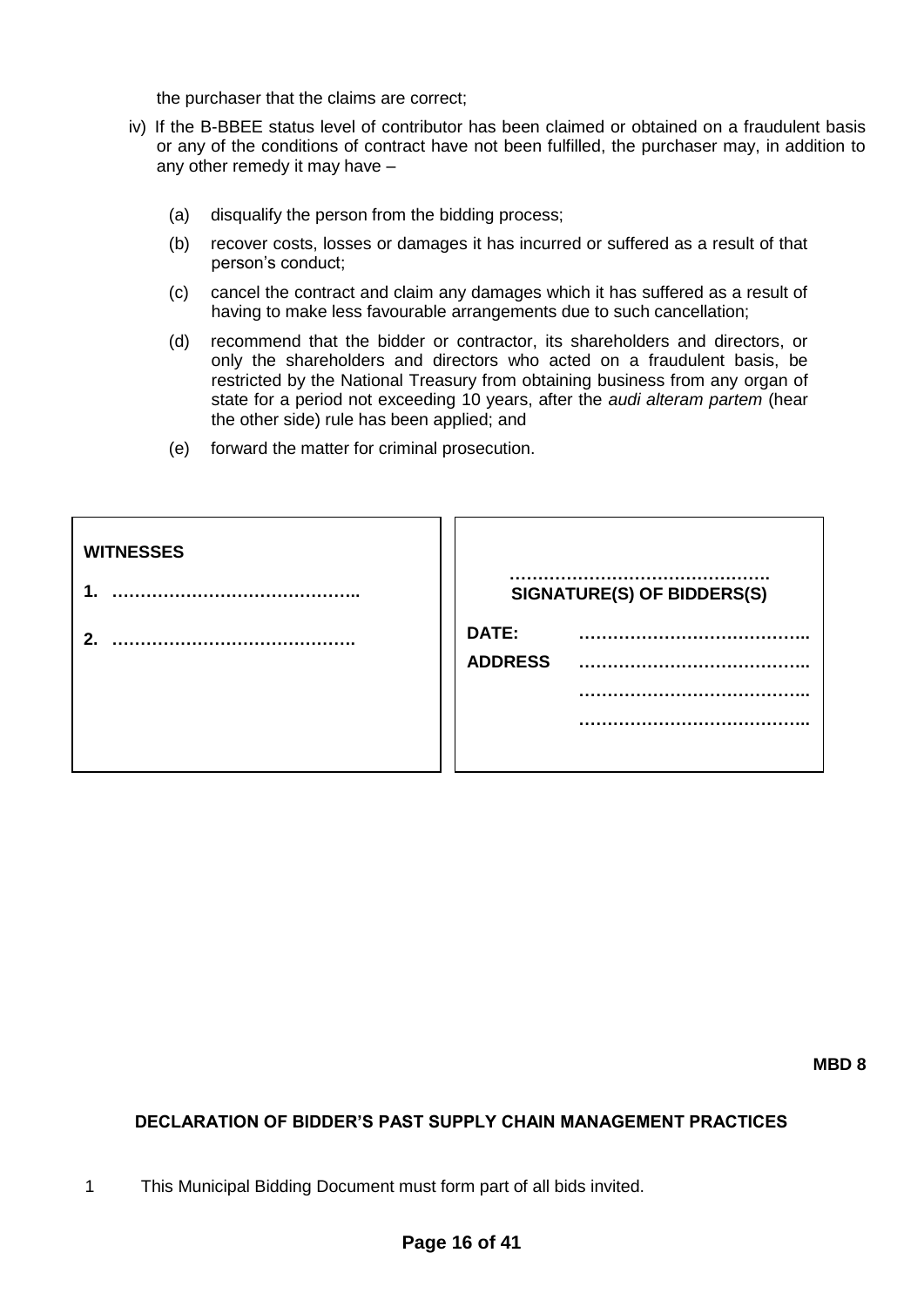the purchaser that the claims are correct;

iv) If the B-BBEE status level of contributor has been claimed or obtained on a fraudulent basis or any of the conditions of contract have not been fulfilled, the purchaser may, in addition to any other remedy it may have –

(a) disqualify the person from the bidding process;

(b) recover costs, losses or damages it has incurred or suffered as a result of that person's conduct;

(c) cancel the contract and claim any damages which it has suffered as a result of having to make less favourable arrangements due to such cancellation;

(d) recommend that the bidder or contractor, its shareholders and directors, or only the shareholders and directors who acted on a fraudulent basis, be restricted by the National Treasury from obtaining business from any organ of state for a period not exceeding 10 years, after the *audi alteram partem* (hear the other side) rule has been applied; and

(e) forward the matter for criminal prosecution.

| **WITNESSES** | |
|---|---|
| **1. ……………………………………..** | **………………………………………. SIGNATURE(S) OF BIDDERS(S)** |
| **2. …………………………………….** | **DATE: …………………………………..** |
| | **ADDRESS …………………………………..** |
| | **…………………………………..** |
| | **…………………………………..** |

**MBD 8**

**DECLARATION OF BIDDER'S PAST SUPPLY CHAIN MANAGEMENT PRACTICES**

1 This Municipal Bidding Document must form part of all bids invited.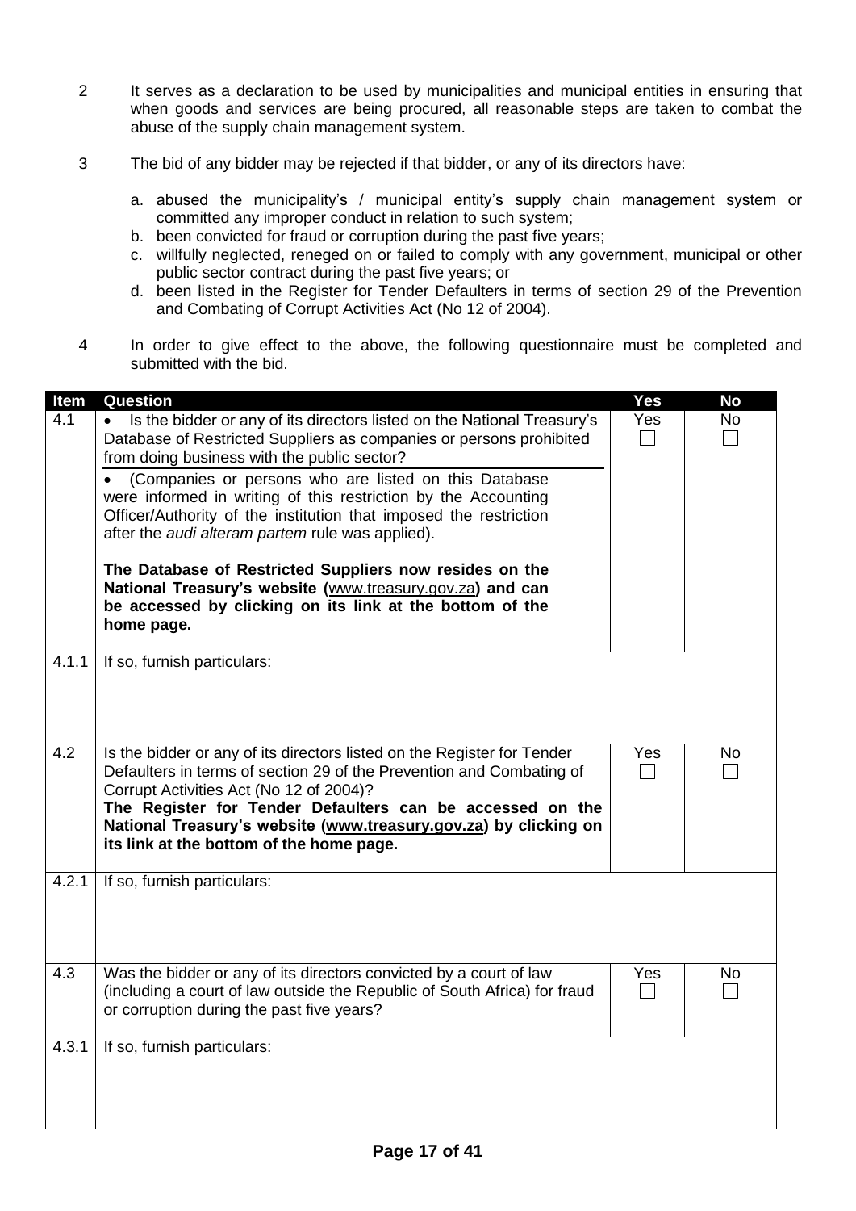2 It serves as a declaration to be used by municipalities and municipal entities in ensuring that when goods and services are being procured, all reasonable steps are taken to combat the abuse of the supply chain management system.

3 The bid of any bidder may be rejected if that bidder, or any of its directors have:

   a. abused the municipality's / municipal entity's supply chain management system or committed any improper conduct in relation to such system;
   b. been convicted for fraud or corruption during the past five years;
   c. willfully neglected, reneged on or failed to comply with any government, municipal or other public sector contract during the past five years; or
   d. been listed in the Register for Tender Defaulters in terms of section 29 of the Prevention and Combating of Corrupt Activities Act (No 12 of 2004).

4 In order to give effect to the above, the following questionnaire must be completed and submitted with the bid.

| Item | Question | Yes | No |
|---|---|---|---|
| 4.1 | • Is the bidder or any of its directors listed on the National Treasury's Database of Restricted Suppliers as companies or persons prohibited from doing business with the public sector?<br>• (Companies or persons who are listed on this Database were informed in writing of this restriction by the Accounting Officer/Authority of the institution that imposed the restriction after the *audi alteram partem* rule was applied).<br><br>**The Database of Restricted Suppliers now resides on the National Treasury's website (www.treasury.gov.za) and can be accessed by clicking on its link at the bottom of the home page.** | Yes ☐ | No ☐ |
| 4.1.1 | If so, furnish particulars: | | |
| 4.2 | Is the bidder or any of its directors listed on the Register for Tender Defaulters in terms of section 29 of the Prevention and Combating of Corrupt Activities Act (No 12 of 2004)?<br>**The Register for Tender Defaulters can be accessed on the National Treasury's website (www.treasury.gov.za) by clicking on its link at the bottom of the home page.** | Yes ☐ | No ☐ |
| 4.2.1 | If so, furnish particulars: | | |
| 4.3 | Was the bidder or any of its directors convicted by a court of law (including a court of law outside the Republic of South Africa) for fraud or corruption during the past five years? | Yes ☐ | No ☐ |
| 4.3.1 | If so, furnish particulars: | | |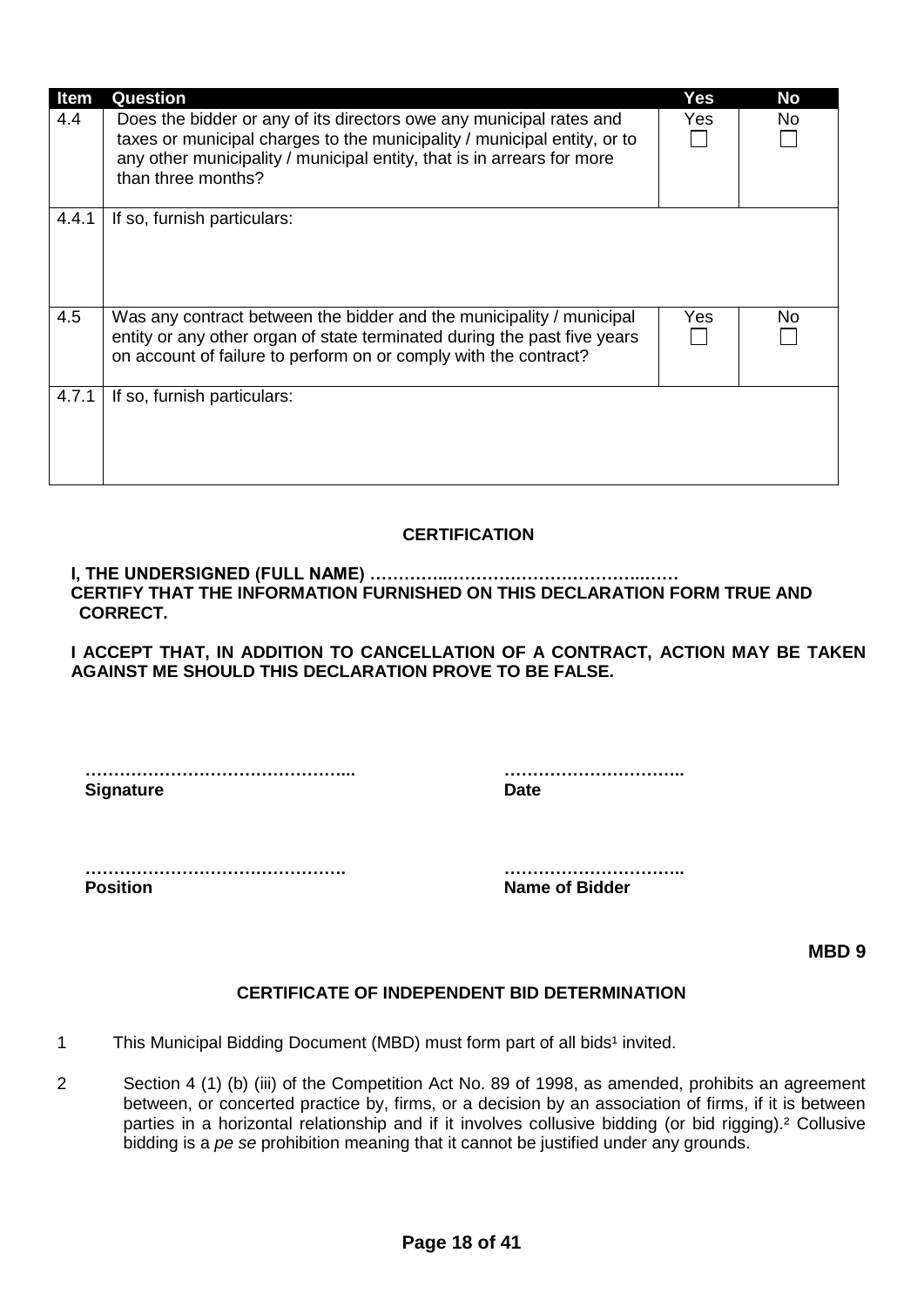| Item | Question | Yes | No |
|---|---|---|---|
| 4.4 | Does the bidder or any of its directors owe any municipal rates and taxes or municipal charges to the municipality / municipal entity, or to any other municipality / municipal entity, that is in arrears for more than three months? | Yes ☐ | No ☐ |
| 4.4.1 | If so, furnish particulars: | | |
| 4.5 | Was any contract between the bidder and the municipality / municipal entity or any other organ of state terminated during the past five years on account of failure to perform on or comply with the contract? | Yes ☐ | No ☐ |
| 4.7.1 | If so, furnish particulars: | | |

**CERTIFICATION**

**I, THE UNDERSIGNED (FULL NAME) …………..………………………….…… CERTIFY THAT THE INFORMATION FURNISHED ON THIS DECLARATION FORM TRUE AND CORRECT.**

**I ACCEPT THAT, IN ADDITION TO CANCELLATION OF A CONTRACT, ACTION MAY BE TAKEN AGAINST ME SHOULD THIS DECLARATION PROVE TO BE FALSE.**

**………………………………………...**
**Signature**

**…………………………..**
**Date**

**……………………………………….**
**Position**

**…………………………..**
**Name of Bidder**

**MBD 9**

## CERTIFICATE OF INDEPENDENT BID DETERMINATION

1. This Municipal Bidding Document (MBD) must form part of all bids[1] invited.

2. Section 4 (1) (b) (iii) of the Competition Act No. 89 of 1998, as amended, prohibits an agreement between, or concerted practice by, firms, or a decision by an association of firms, if it is between parties in a horizontal relationship and if it involves collusive bidding (or bid rigging).[2] Collusive bidding is a *pe se* prohibition meaning that it cannot be justified under any grounds.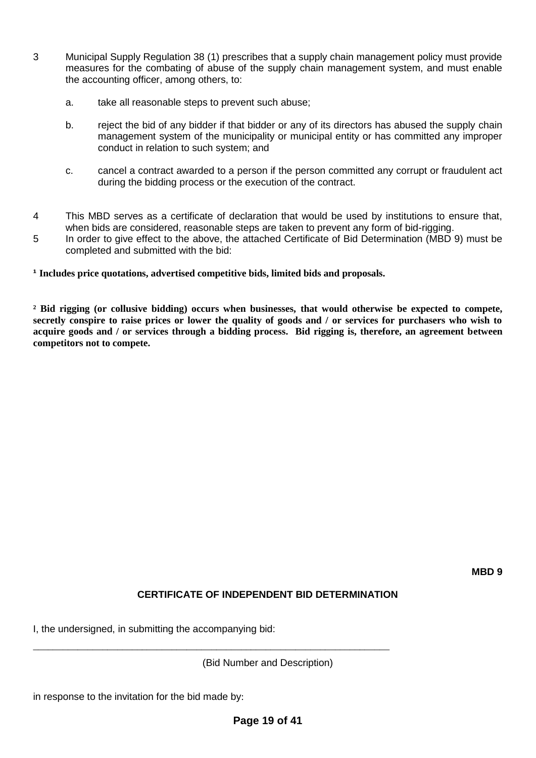3 Municipal Supply Regulation 38 (1) prescribes that a supply chain management policy must provide measures for the combating of abuse of the supply chain management system, and must enable the accounting officer, among others, to:

   a. take all reasonable steps to prevent such abuse;

   b. reject the bid of any bidder if that bidder or any of its directors has abused the supply chain management system of the municipality or municipal entity or has committed any improper conduct in relation to such system; and

   c. cancel a contract awarded to a person if the person committed any corrupt or fraudulent act during the bidding process or the execution of the contract.

4 This MBD serves as a certificate of declaration that would be used by institutions to ensure that, when bids are considered, reasonable steps are taken to prevent any form of bid-rigging.

5 In order to give effect to the above, the attached Certificate of Bid Determination (MBD 9) must be completed and submitted with the bid:

**[1] Includes price quotations, advertised competitive bids, limited bids and proposals.**

**[2] Bid rigging (or collusive bidding) occurs when businesses, that would otherwise be expected to compete, secretly conspire to raise prices or lower the quality of goods and / or services for purchasers who wish to acquire goods and / or services through a bidding process. Bid rigging is, therefore, an agreement between competitors not to compete.**

**MBD 9**

## CERTIFICATE OF INDEPENDENT BID DETERMINATION

I, the undersigned, in submitting the accompanying bid:

_____________________________________________________________________

(Bid Number and Description)

in response to the invitation for the bid made by: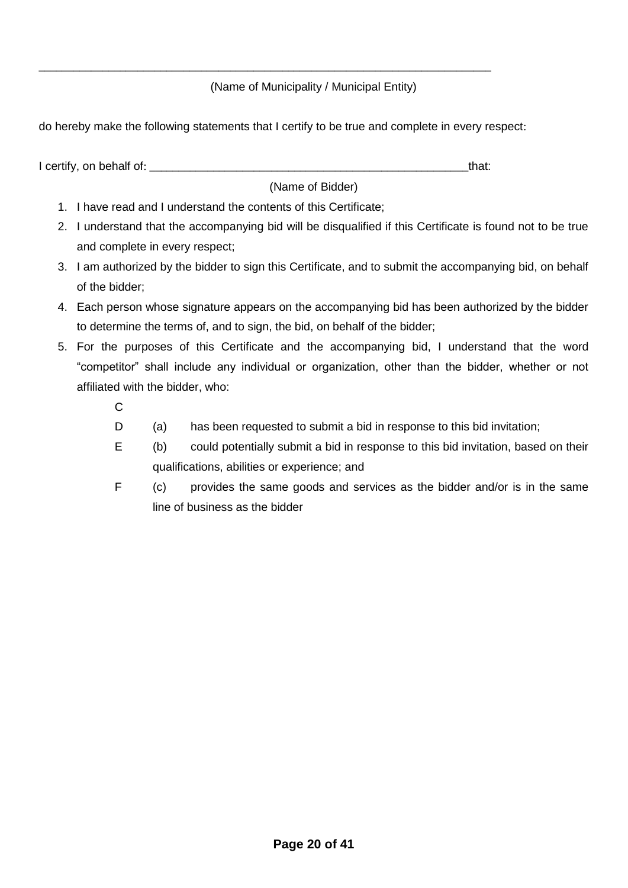\_\_\_\_\_\_\_\_\_\_\_\_\_\_\_\_\_\_\_\_\_\_\_\_\_\_\_\_\_\_\_\_\_\_\_\_\_\_\_\_\_\_\_\_\_\_\_\_\_\_\_\_\_\_\_\_\_\_\_\_\_\_\_\_\_\_\_\_\_\_

(Name of Municipality / Municipal Entity)

do hereby make the following statements that I certify to be true and complete in every respect:

I certify, on behalf of: \_\_\_\_\_\_\_\_\_\_\_\_\_\_\_\_\_\_\_\_\_\_\_\_\_\_\_\_\_\_\_\_\_\_\_\_\_\_\_\_\_\_\_\_\_\_\_\_\_\_that:

(Name of Bidder)

1. I have read and I understand the contents of this Certificate;
2. I understand that the accompanying bid will be disqualified if this Certificate is found not to be true and complete in every respect;
3. I am authorized by the bidder to sign this Certificate, and to submit the accompanying bid, on behalf of the bidder;
4. Each person whose signature appears on the accompanying bid has been authorized by the bidder to determine the terms of, and to sign, the bid, on behalf of the bidder;
5. For the purposes of this Certificate and the accompanying bid, I understand that the word "competitor" shall include any individual or organization, other than the bidder, whether or not affiliated with the bidder, who:

   C

   D (a) has been requested to submit a bid in response to this bid invitation;

   E (b) could potentially submit a bid in response to this bid invitation, based on their qualifications, abilities or experience; and

   F (c) provides the same goods and services as the bidder and/or is in the same line of business as the bidder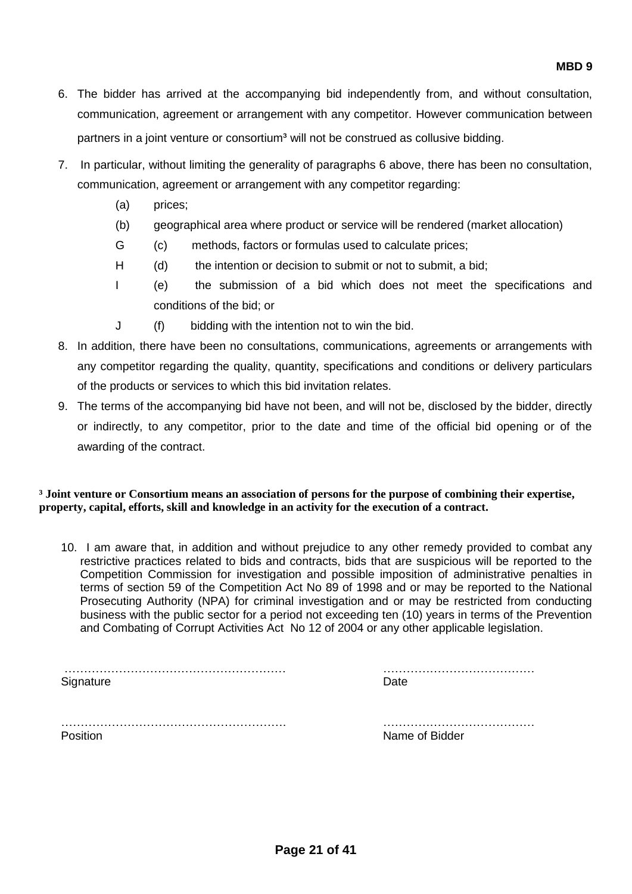6. The bidder has arrived at the accompanying bid independently from, and without consultation, communication, agreement or arrangement with any competitor. However communication between partners in a joint venture or consortium[3] will not be construed as collusive bidding.

7. In particular, without limiting the generality of paragraphs 6 above, there has been no consultation, communication, agreement or arrangement with any competitor regarding:
   - (a) prices;
   - (b) geographical area where product or service will be rendered (market allocation)
   - G (c) methods, factors or formulas used to calculate prices;
   - H (d) the intention or decision to submit or not to submit, a bid;
   - I (e) the submission of a bid which does not meet the specifications and conditions of the bid; or
   - J (f) bidding with the intention not to win the bid.

8. In addition, there have been no consultations, communications, agreements or arrangements with any competitor regarding the quality, quantity, specifications and conditions or delivery particulars of the products or services to which this bid invitation relates.

9. The terms of the accompanying bid have not been, and will not be, disclosed by the bidder, directly or indirectly, to any competitor, prior to the date and time of the official bid opening or of the awarding of the contract.

**[3] Joint venture or Consortium means an association of persons for the purpose of combining their expertise, property, capital, efforts, skill and knowledge in an activity for the execution of a contract.**

10. I am aware that, in addition and without prejudice to any other remedy provided to combat any restrictive practices related to bids and contracts, bids that are suspicious will be reported to the Competition Commission for investigation and possible imposition of administrative penalties in terms of section 59 of the Competition Act No 89 of 1998 and or may be reported to the National Prosecuting Authority (NPA) for criminal investigation and or may be restricted from conducting business with the public sector for a period not exceeding ten (10) years in terms of the Prevention and Combating of Corrupt Activities Act No 12 of 2004 or any other applicable legislation.

………………………………………………… ………………………………
Signature Date

………………………………………………… ………………………………
Position Name of Bidder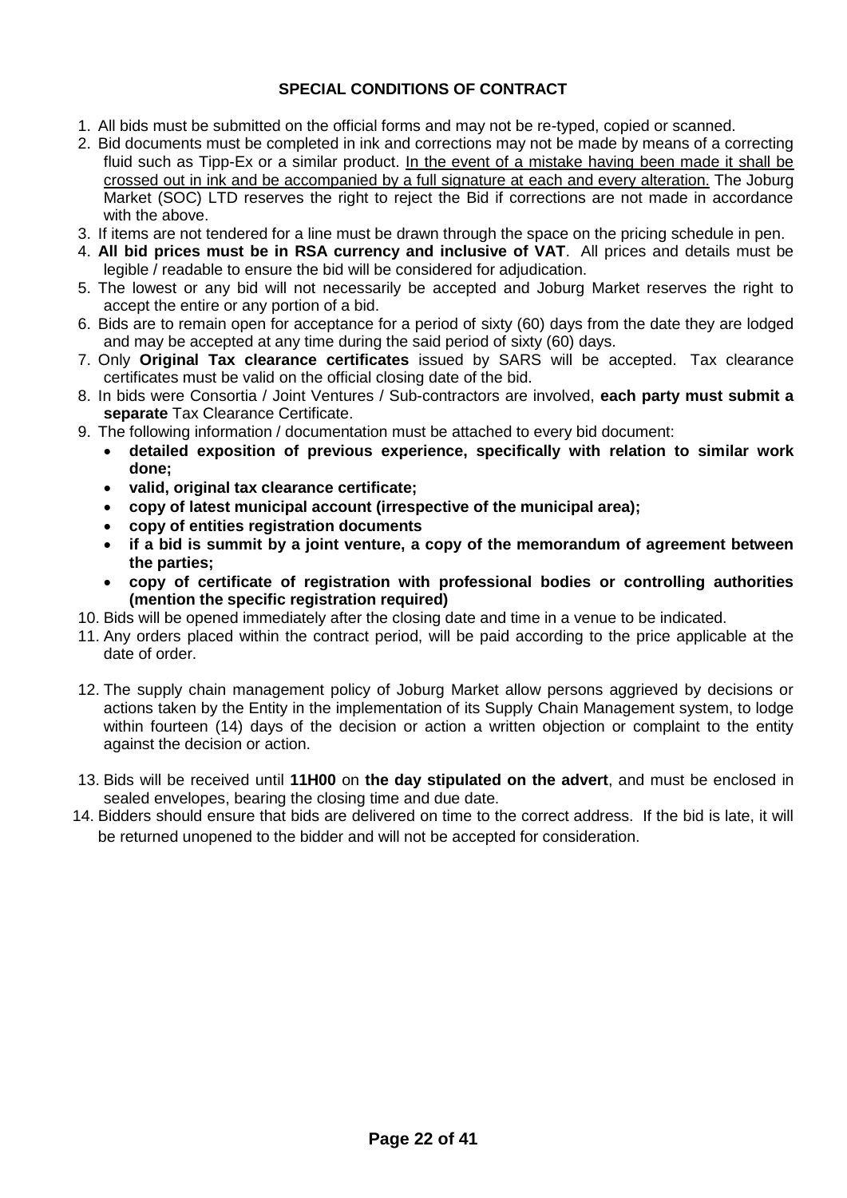**SPECIAL CONDITIONS OF CONTRACT**

1. All bids must be submitted on the official forms and may not be re-typed, copied or scanned.
2. Bid documents must be completed in ink and corrections may not be made by means of a correcting fluid such as Tipp-Ex or a similar product. <u>In the event of a mistake having been made it shall be crossed out in ink and be accompanied by a full signature at each and every alteration.</u> The Joburg Market (SOC) LTD reserves the right to reject the Bid if corrections are not made in accordance with the above.
3. If items are not tendered for a line must be drawn through the space on the pricing schedule in pen.
4. **All bid prices must be in RSA currency and inclusive of VAT**. All prices and details must be legible / readable to ensure the bid will be considered for adjudication.
5. The lowest or any bid will not necessarily be accepted and Joburg Market reserves the right to accept the entire or any portion of a bid.
6. Bids are to remain open for acceptance for a period of sixty (60) days from the date they are lodged and may be accepted at any time during the said period of sixty (60) days.
7. Only **Original Tax clearance certificates** issued by SARS will be accepted. Tax clearance certificates must be valid on the official closing date of the bid.
8. In bids were Consortia / Joint Ventures / Sub-contractors are involved, **each party must submit a separate** Tax Clearance Certificate.
9. The following information / documentation must be attached to every bid document:
   - **detailed exposition of previous experience, specifically with relation to similar work done;**
   - **valid, original tax clearance certificate;**
   - **copy of latest municipal account (irrespective of the municipal area);**
   - **copy of entities registration documents**
   - **if a bid is summit by a joint venture, a copy of the memorandum of agreement between the parties;**
   - **copy of certificate of registration with professional bodies or controlling authorities (mention the specific registration required)**
10. Bids will be opened immediately after the closing date and time in a venue to be indicated.
11. Any orders placed within the contract period, will be paid according to the price applicable at the date of order.
12. The supply chain management policy of Joburg Market allow persons aggrieved by decisions or actions taken by the Entity in the implementation of its Supply Chain Management system, to lodge within fourteen (14) days of the decision or action a written objection or complaint to the entity against the decision or action.
13. Bids will be received until **11H00** on **the day stipulated on the advert**, and must be enclosed in sealed envelopes, bearing the closing time and due date.
14. Bidders should ensure that bids are delivered on time to the correct address. If the bid is late, it will be returned unopened to the bidder and will not be accepted for consideration.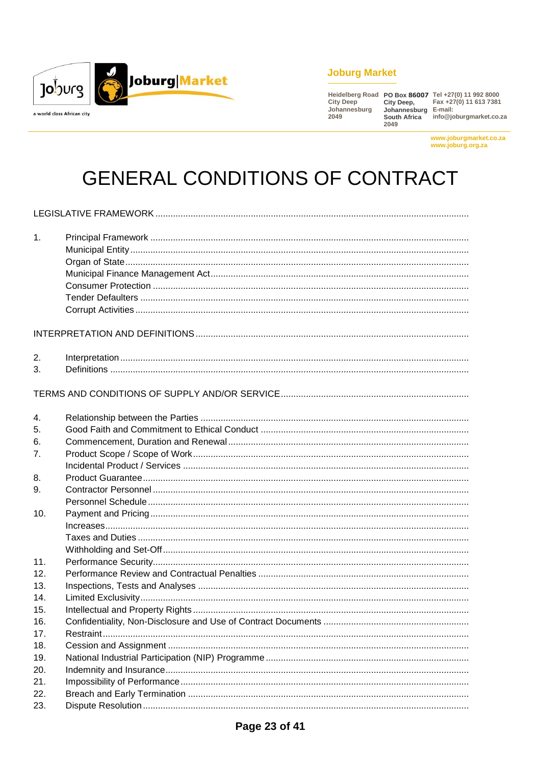Joburg Market

Heidelberg Road
City Deep
Johannesburg
2049

PO Box 86007
City Deep,
Johannesburg
South Africa
2049

Tel +27(0) 11 992 8000
Fax +27(0) 11 613 7381
E-mail:
info@joburgmarket.co.za

www.joburgmarket.co.za
www.joburg.org.za

# GENERAL CONDITIONS OF CONTRACT

LEGISLATIVE FRAMEWORK

1. Principal Framework
   - Municipal Entity
   - Organ of State
   - Municipal Finance Management Act
   - Consumer Protection
   - Tender Defaulters
   - Corrupt Activities

INTERPRETATION AND DEFINITIONS

2. Interpretation
3. Definitions

TERMS AND CONDITIONS OF SUPPLY AND/OR SERVICE

4. Relationship between the Parties
5. Good Faith and Commitment to Ethical Conduct
6. Commencement, Duration and Renewal
7. Product Scope / Scope of Work
   - Incidental Product / Services
8. Product Guarantee
9. Contractor Personnel
   - Personnel Schedule
10. Payment and Pricing
    - Increases
    - Taxes and Duties
    - Withholding and Set-Off
11. Performance Security
12. Performance Review and Contractual Penalties
13. Inspections, Tests and Analyses
14. Limited Exclusivity
15. Intellectual and Property Rights
16. Confidentiality, Non-Disclosure and Use of Contract Documents
17. Restraint
18. Cession and Assignment
19. National Industrial Participation (NIP) Programme
20. Indemnity and Insurance
21. Impossibility of Performance
22. Breach and Early Termination
23. Dispute Resolution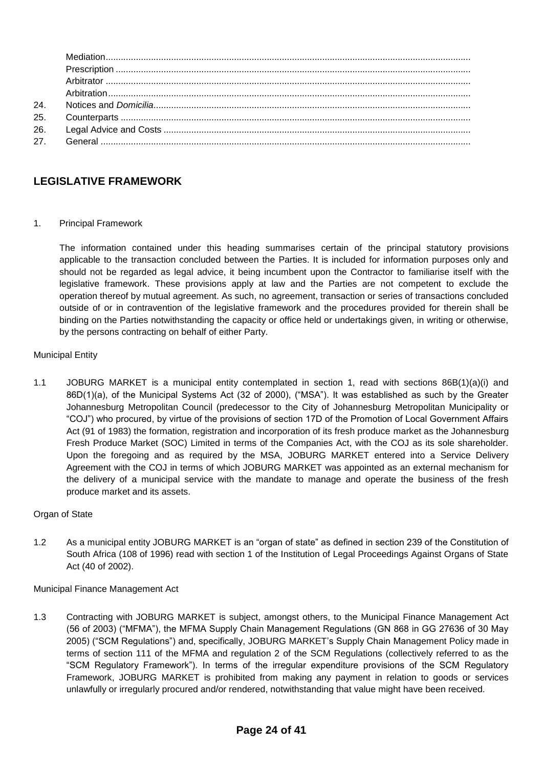Mediation

Prescription

Arbitrator

Arbitration

24. Notices and *Domicilia*

25. Counterparts

26. Legal Advice and Costs

27. General

## LEGISLATIVE FRAMEWORK

1. Principal Framework

The information contained under this heading summarises certain of the principal statutory provisions applicable to the transaction concluded between the Parties. It is included for information purposes only and should not be regarded as legal advice, it being incumbent upon the Contractor to familiarise itself with the legislative framework. These provisions apply at law and the Parties are not competent to exclude the operation thereof by mutual agreement. As such, no agreement, transaction or series of transactions concluded outside of or in contravention of the legislative framework and the procedures provided for therein shall be binding on the Parties notwithstanding the capacity or office held or undertakings given, in writing or otherwise, by the persons contracting on behalf of either Party.

Municipal Entity

1.1 JOBURG MARKET is a municipal entity contemplated in section 1, read with sections 86B(1)(a)(i) and 86D(1)(a), of the Municipal Systems Act (32 of 2000), ("MSA"). It was established as such by the Greater Johannesburg Metropolitan Council (predecessor to the City of Johannesburg Metropolitan Municipality or "COJ") who procured, by virtue of the provisions of section 17D of the Promotion of Local Government Affairs Act (91 of 1983) the formation, registration and incorporation of its fresh produce market as the Johannesburg Fresh Produce Market (SOC) Limited in terms of the Companies Act, with the COJ as its sole shareholder. Upon the foregoing and as required by the MSA, JOBURG MARKET entered into a Service Delivery Agreement with the COJ in terms of which JOBURG MARKET was appointed as an external mechanism for the delivery of a municipal service with the mandate to manage and operate the business of the fresh produce market and its assets.

Organ of State

1.2 As a municipal entity JOBURG MARKET is an "organ of state" as defined in section 239 of the Constitution of South Africa (108 of 1996) read with section 1 of the Institution of Legal Proceedings Against Organs of State Act (40 of 2002).

Municipal Finance Management Act

1.3 Contracting with JOBURG MARKET is subject, amongst others, to the Municipal Finance Management Act (56 of 2003) ("MFMA"), the MFMA Supply Chain Management Regulations (GN 868 in GG 27636 of 30 May 2005) ("SCM Regulations") and, specifically, JOBURG MARKET's Supply Chain Management Policy made in terms of section 111 of the MFMA and regulation 2 of the SCM Regulations (collectively referred to as the "SCM Regulatory Framework"). In terms of the irregular expenditure provisions of the SCM Regulatory Framework, JOBURG MARKET is prohibited from making any payment in relation to goods or services unlawfully or irregularly procured and/or rendered, notwithstanding that value might have been received.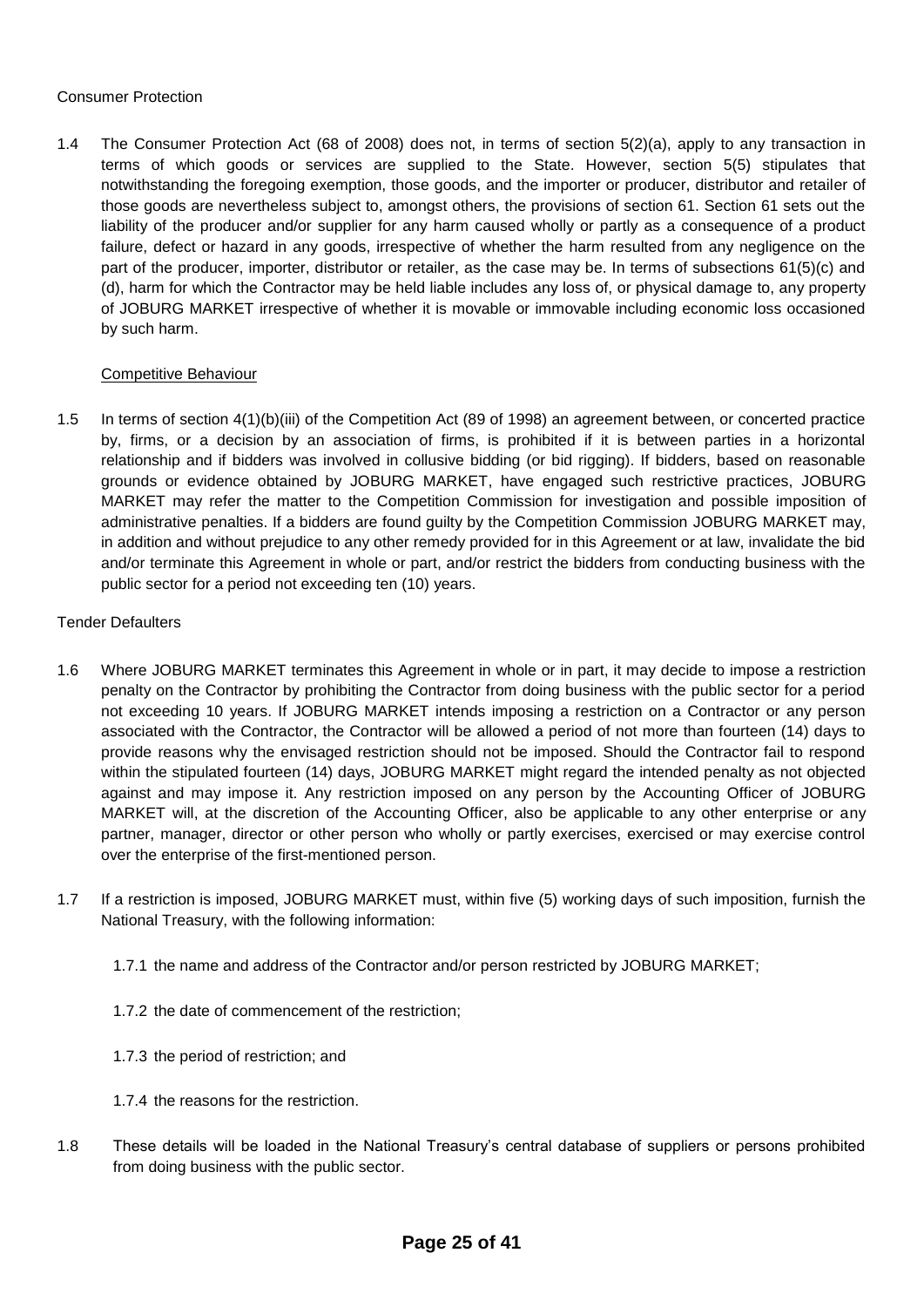Consumer Protection

1.4 The Consumer Protection Act (68 of 2008) does not, in terms of section 5(2)(a), apply to any transaction in terms of which goods or services are supplied to the State. However, section 5(5) stipulates that notwithstanding the foregoing exemption, those goods, and the importer or producer, distributor and retailer of those goods are nevertheless subject to, amongst others, the provisions of section 61. Section 61 sets out the liability of the producer and/or supplier for any harm caused wholly or partly as a consequence of a product failure, defect or hazard in any goods, irrespective of whether the harm resulted from any negligence on the part of the producer, importer, distributor or retailer, as the case may be. In terms of subsections 61(5)(c) and (d), harm for which the Contractor may be held liable includes any loss of, or physical damage to, any property of JOBURG MARKET irrespective of whether it is movable or immovable including economic loss occasioned by such harm.

Competitive Behaviour

1.5 In terms of section 4(1)(b)(iii) of the Competition Act (89 of 1998) an agreement between, or concerted practice by, firms, or a decision by an association of firms, is prohibited if it is between parties in a horizontal relationship and if bidders was involved in collusive bidding (or bid rigging). If bidders, based on reasonable grounds or evidence obtained by JOBURG MARKET, have engaged such restrictive practices, JOBURG MARKET may refer the matter to the Competition Commission for investigation and possible imposition of administrative penalties. If a bidders are found guilty by the Competition Commission JOBURG MARKET may, in addition and without prejudice to any other remedy provided for in this Agreement or at law, invalidate the bid and/or terminate this Agreement in whole or part, and/or restrict the bidders from conducting business with the public sector for a period not exceeding ten (10) years.

Tender Defaulters

1.6 Where JOBURG MARKET terminates this Agreement in whole or in part, it may decide to impose a restriction penalty on the Contractor by prohibiting the Contractor from doing business with the public sector for a period not exceeding 10 years. If JOBURG MARKET intends imposing a restriction on a Contractor or any person associated with the Contractor, the Contractor will be allowed a period of not more than fourteen (14) days to provide reasons why the envisaged restriction should not be imposed. Should the Contractor fail to respond within the stipulated fourteen (14) days, JOBURG MARKET might regard the intended penalty as not objected against and may impose it. Any restriction imposed on any person by the Accounting Officer of JOBURG MARKET will, at the discretion of the Accounting Officer, also be applicable to any other enterprise or any partner, manager, director or other person who wholly or partly exercises, exercised or may exercise control over the enterprise of the first-mentioned person.

1.7 If a restriction is imposed, JOBURG MARKET must, within five (5) working days of such imposition, furnish the National Treasury, with the following information:

1.7.1 the name and address of the Contractor and/or person restricted by JOBURG MARKET;

1.7.2 the date of commencement of the restriction;

1.7.3 the period of restriction; and

1.7.4 the reasons for the restriction.

1.8 These details will be loaded in the National Treasury's central database of suppliers or persons prohibited from doing business with the public sector.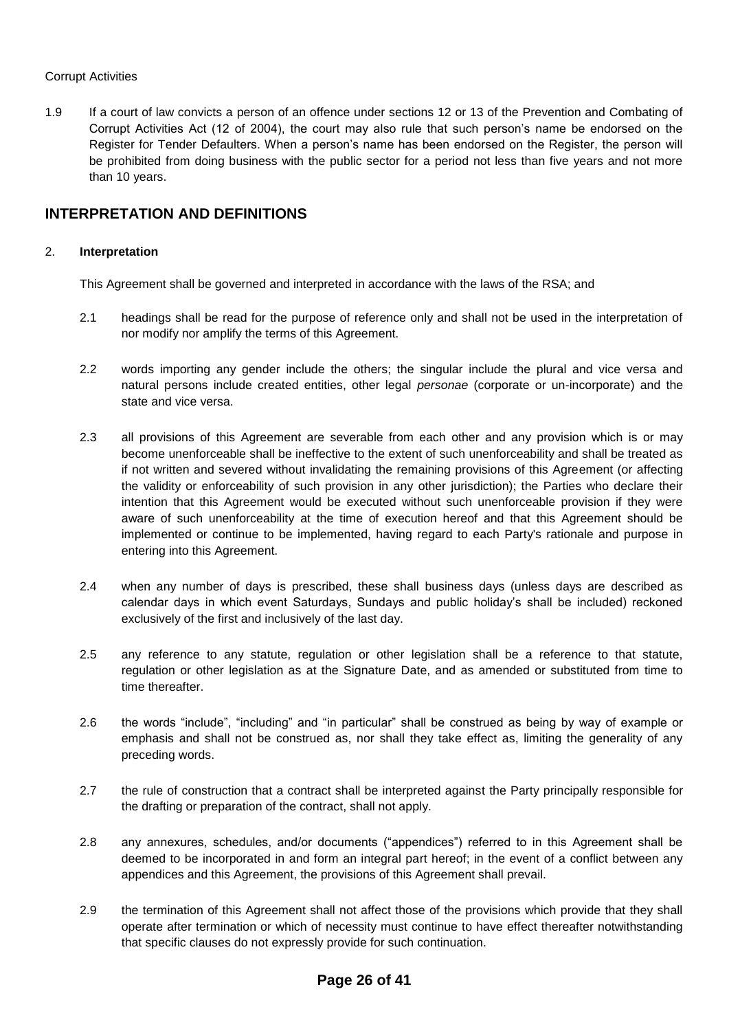Corrupt Activities

1.9 If a court of law convicts a person of an offence under sections 12 or 13 of the Prevention and Combating of Corrupt Activities Act (12 of 2004), the court may also rule that such person's name be endorsed on the Register for Tender Defaulters. When a person's name has been endorsed on the Register, the person will be prohibited from doing business with the public sector for a period not less than five years and not more than 10 years.

## INTERPRETATION AND DEFINITIONS

2. **Interpretation**

This Agreement shall be governed and interpreted in accordance with the laws of the RSA; and

2.1 headings shall be read for the purpose of reference only and shall not be used in the interpretation of nor modify nor amplify the terms of this Agreement.

2.2 words importing any gender include the others; the singular include the plural and vice versa and natural persons include created entities, other legal *personae* (corporate or un-incorporate) and the state and vice versa.

2.3 all provisions of this Agreement are severable from each other and any provision which is or may become unenforceable shall be ineffective to the extent of such unenforceability and shall be treated as if not written and severed without invalidating the remaining provisions of this Agreement (or affecting the validity or enforceability of such provision in any other jurisdiction); the Parties who declare their intention that this Agreement would be executed without such unenforceable provision if they were aware of such unenforceability at the time of execution hereof and that this Agreement should be implemented or continue to be implemented, having regard to each Party's rationale and purpose in entering into this Agreement.

2.4 when any number of days is prescribed, these shall business days (unless days are described as calendar days in which event Saturdays, Sundays and public holiday's shall be included) reckoned exclusively of the first and inclusively of the last day.

2.5 any reference to any statute, regulation or other legislation shall be a reference to that statute, regulation or other legislation as at the Signature Date, and as amended or substituted from time to time thereafter.

2.6 the words "include", "including" and "in particular" shall be construed as being by way of example or emphasis and shall not be construed as, nor shall they take effect as, limiting the generality of any preceding words.

2.7 the rule of construction that a contract shall be interpreted against the Party principally responsible for the drafting or preparation of the contract, shall not apply.

2.8 any annexures, schedules, and/or documents ("appendices") referred to in this Agreement shall be deemed to be incorporated in and form an integral part hereof; in the event of a conflict between any appendices and this Agreement, the provisions of this Agreement shall prevail.

2.9 the termination of this Agreement shall not affect those of the provisions which provide that they shall operate after termination or which of necessity must continue to have effect thereafter notwithstanding that specific clauses do not expressly provide for such continuation.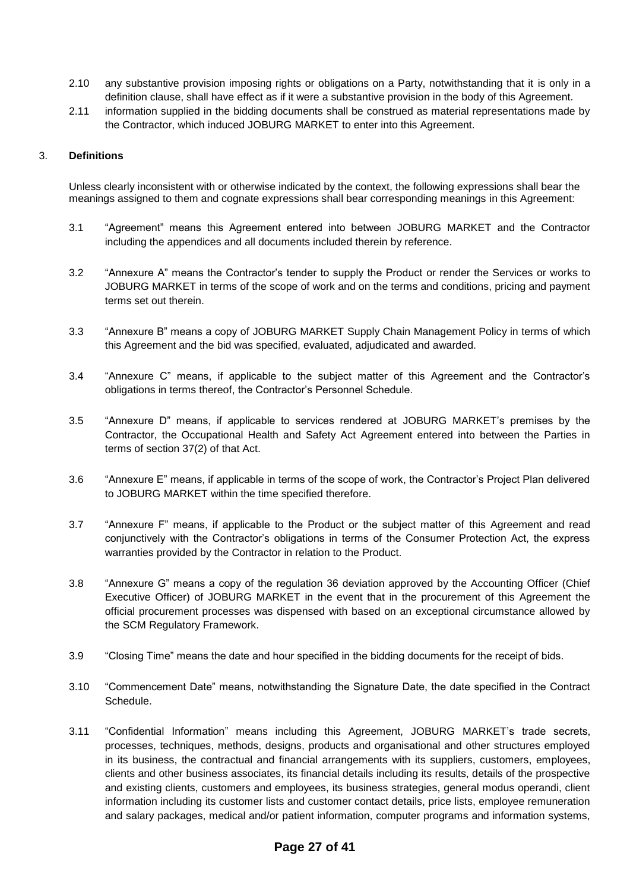2.10 any substantive provision imposing rights or obligations on a Party, notwithstanding that it is only in a definition clause, shall have effect as if it were a substantive provision in the body of this Agreement.

2.11 information supplied in the bidding documents shall be construed as material representations made by the Contractor, which induced JOBURG MARKET to enter into this Agreement.

3. **Definitions**

Unless clearly inconsistent with or otherwise indicated by the context, the following expressions shall bear the meanings assigned to them and cognate expressions shall bear corresponding meanings in this Agreement:

3.1 "Agreement" means this Agreement entered into between JOBURG MARKET and the Contractor including the appendices and all documents included therein by reference.

3.2 "Annexure A" means the Contractor's tender to supply the Product or render the Services or works to JOBURG MARKET in terms of the scope of work and on the terms and conditions, pricing and payment terms set out therein.

3.3 "Annexure B" means a copy of JOBURG MARKET Supply Chain Management Policy in terms of which this Agreement and the bid was specified, evaluated, adjudicated and awarded.

3.4 "Annexure C" means, if applicable to the subject matter of this Agreement and the Contractor's obligations in terms thereof, the Contractor's Personnel Schedule.

3.5 "Annexure D" means, if applicable to services rendered at JOBURG MARKET's premises by the Contractor, the Occupational Health and Safety Act Agreement entered into between the Parties in terms of section 37(2) of that Act.

3.6 "Annexure E" means, if applicable in terms of the scope of work, the Contractor's Project Plan delivered to JOBURG MARKET within the time specified therefore.

3.7 "Annexure F" means, if applicable to the Product or the subject matter of this Agreement and read conjunctively with the Contractor's obligations in terms of the Consumer Protection Act, the express warranties provided by the Contractor in relation to the Product.

3.8 "Annexure G" means a copy of the regulation 36 deviation approved by the Accounting Officer (Chief Executive Officer) of JOBURG MARKET in the event that in the procurement of this Agreement the official procurement processes was dispensed with based on an exceptional circumstance allowed by the SCM Regulatory Framework.

3.9 "Closing Time" means the date and hour specified in the bidding documents for the receipt of bids.

3.10 "Commencement Date" means, notwithstanding the Signature Date, the date specified in the Contract Schedule.

3.11 "Confidential Information" means including this Agreement, JOBURG MARKET's trade secrets, processes, techniques, methods, designs, products and organisational and other structures employed in its business, the contractual and financial arrangements with its suppliers, customers, employees, clients and other business associates, its financial details including its results, details of the prospective and existing clients, customers and employees, its business strategies, general modus operandi, client information including its customer lists and customer contact details, price lists, employee remuneration and salary packages, medical and/or patient information, computer programs and information systems,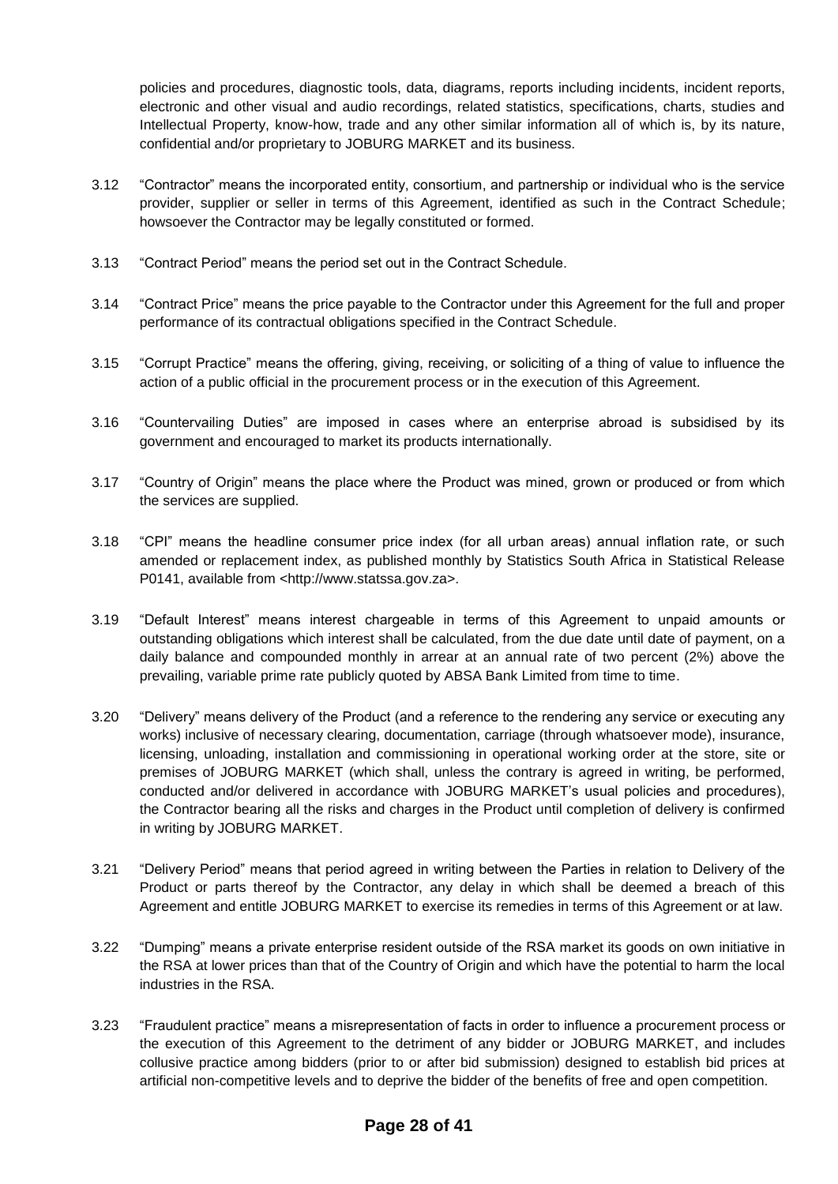policies and procedures, diagnostic tools, data, diagrams, reports including incidents, incident reports, electronic and other visual and audio recordings, related statistics, specifications, charts, studies and Intellectual Property, know-how, trade and any other similar information all of which is, by its nature, confidential and/or proprietary to JOBURG MARKET and its business.

3.12 "Contractor" means the incorporated entity, consortium, and partnership or individual who is the service provider, supplier or seller in terms of this Agreement, identified as such in the Contract Schedule; howsoever the Contractor may be legally constituted or formed.

3.13 "Contract Period" means the period set out in the Contract Schedule.

3.14 "Contract Price" means the price payable to the Contractor under this Agreement for the full and proper performance of its contractual obligations specified in the Contract Schedule.

3.15 "Corrupt Practice" means the offering, giving, receiving, or soliciting of a thing of value to influence the action of a public official in the procurement process or in the execution of this Agreement.

3.16 "Countervailing Duties" are imposed in cases where an enterprise abroad is subsidised by its government and encouraged to market its products internationally.

3.17 "Country of Origin" means the place where the Product was mined, grown or produced or from which the services are supplied.

3.18 "CPI" means the headline consumer price index (for all urban areas) annual inflation rate, or such amended or replacement index, as published monthly by Statistics South Africa in Statistical Release P0141, available from <http://www.statssa.gov.za>.

3.19 "Default Interest" means interest chargeable in terms of this Agreement to unpaid amounts or outstanding obligations which interest shall be calculated, from the due date until date of payment, on a daily balance and compounded monthly in arrear at an annual rate of two percent (2%) above the prevailing, variable prime rate publicly quoted by ABSA Bank Limited from time to time.

3.20 "Delivery" means delivery of the Product (and a reference to the rendering any service or executing any works) inclusive of necessary clearing, documentation, carriage (through whatsoever mode), insurance, licensing, unloading, installation and commissioning in operational working order at the store, site or premises of JOBURG MARKET (which shall, unless the contrary is agreed in writing, be performed, conducted and/or delivered in accordance with JOBURG MARKET's usual policies and procedures), the Contractor bearing all the risks and charges in the Product until completion of delivery is confirmed in writing by JOBURG MARKET.

3.21 "Delivery Period" means that period agreed in writing between the Parties in relation to Delivery of the Product or parts thereof by the Contractor, any delay in which shall be deemed a breach of this Agreement and entitle JOBURG MARKET to exercise its remedies in terms of this Agreement or at law.

3.22 "Dumping" means a private enterprise resident outside of the RSA market its goods on own initiative in the RSA at lower prices than that of the Country of Origin and which have the potential to harm the local industries in the RSA.

3.23 "Fraudulent practice" means a misrepresentation of facts in order to influence a procurement process or the execution of this Agreement to the detriment of any bidder or JOBURG MARKET, and includes collusive practice among bidders (prior to or after bid submission) designed to establish bid prices at artificial non-competitive levels and to deprive the bidder of the benefits of free and open competition.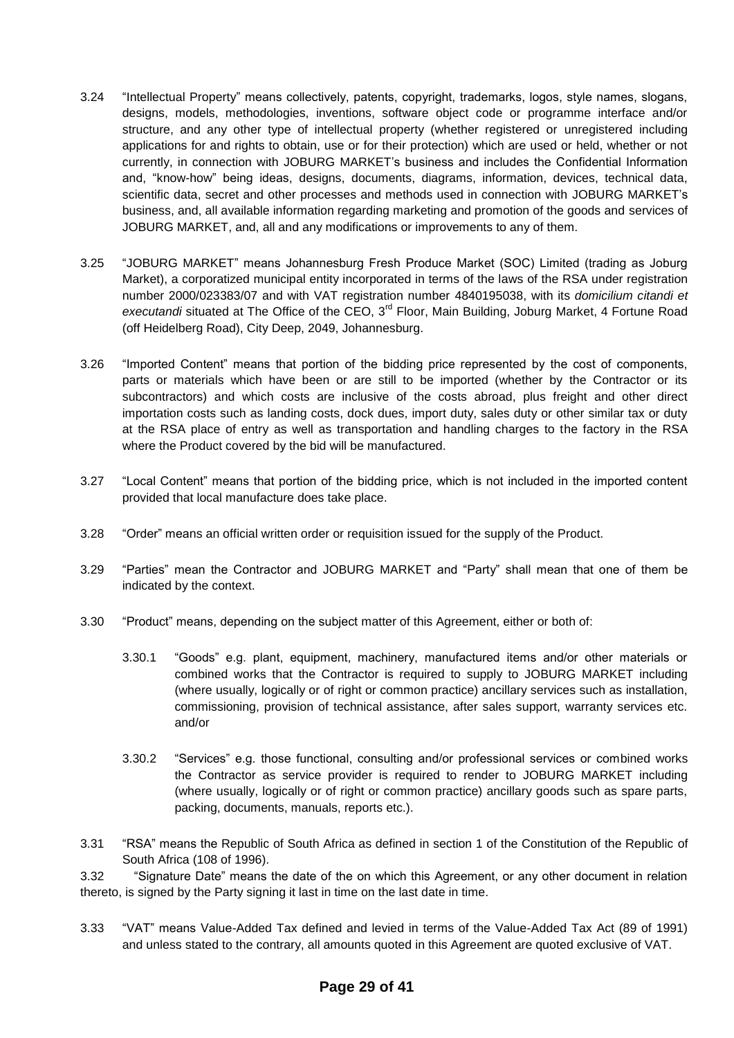3.24 "Intellectual Property" means collectively, patents, copyright, trademarks, logos, style names, slogans, designs, models, methodologies, inventions, software object code or programme interface and/or structure, and any other type of intellectual property (whether registered or unregistered including applications for and rights to obtain, use or for their protection) which are used or held, whether or not currently, in connection with JOBURG MARKET's business and includes the Confidential Information and, "know-how" being ideas, designs, documents, diagrams, information, devices, technical data, scientific data, secret and other processes and methods used in connection with JOBURG MARKET's business, and, all available information regarding marketing and promotion of the goods and services of JOBURG MARKET, and, all and any modifications or improvements to any of them.

3.25 "JOBURG MARKET" means Johannesburg Fresh Produce Market (SOC) Limited (trading as Joburg Market), a corporatized municipal entity incorporated in terms of the laws of the RSA under registration number 2000/023383/07 and with VAT registration number 4840195038, with its *domicilium citandi et executandi* situated at The Office of the CEO, 3rd Floor, Main Building, Joburg Market, 4 Fortune Road (off Heidelberg Road), City Deep, 2049, Johannesburg.

3.26 "Imported Content" means that portion of the bidding price represented by the cost of components, parts or materials which have been or are still to be imported (whether by the Contractor or its subcontractors) and which costs are inclusive of the costs abroad, plus freight and other direct importation costs such as landing costs, dock dues, import duty, sales duty or other similar tax or duty at the RSA place of entry as well as transportation and handling charges to the factory in the RSA where the Product covered by the bid will be manufactured.

3.27 "Local Content" means that portion of the bidding price, which is not included in the imported content provided that local manufacture does take place.

3.28 "Order" means an official written order or requisition issued for the supply of the Product.

3.29 "Parties" mean the Contractor and JOBURG MARKET and "Party" shall mean that one of them be indicated by the context.

3.30 "Product" means, depending on the subject matter of this Agreement, either or both of:

3.30.1 "Goods" e.g. plant, equipment, machinery, manufactured items and/or other materials or combined works that the Contractor is required to supply to JOBURG MARKET including (where usually, logically or of right or common practice) ancillary services such as installation, commissioning, provision of technical assistance, after sales support, warranty services etc. and/or

3.30.2 "Services" e.g. those functional, consulting and/or professional services or combined works the Contractor as service provider is required to render to JOBURG MARKET including (where usually, logically or of right or common practice) ancillary goods such as spare parts, packing, documents, manuals, reports etc.).

3.31 "RSA" means the Republic of South Africa as defined in section 1 of the Constitution of the Republic of South Africa (108 of 1996).

3.32 "Signature Date" means the date of the on which this Agreement, or any other document in relation thereto, is signed by the Party signing it last in time on the last date in time.

3.33 "VAT" means Value-Added Tax defined and levied in terms of the Value-Added Tax Act (89 of 1991) and unless stated to the contrary, all amounts quoted in this Agreement are quoted exclusive of VAT.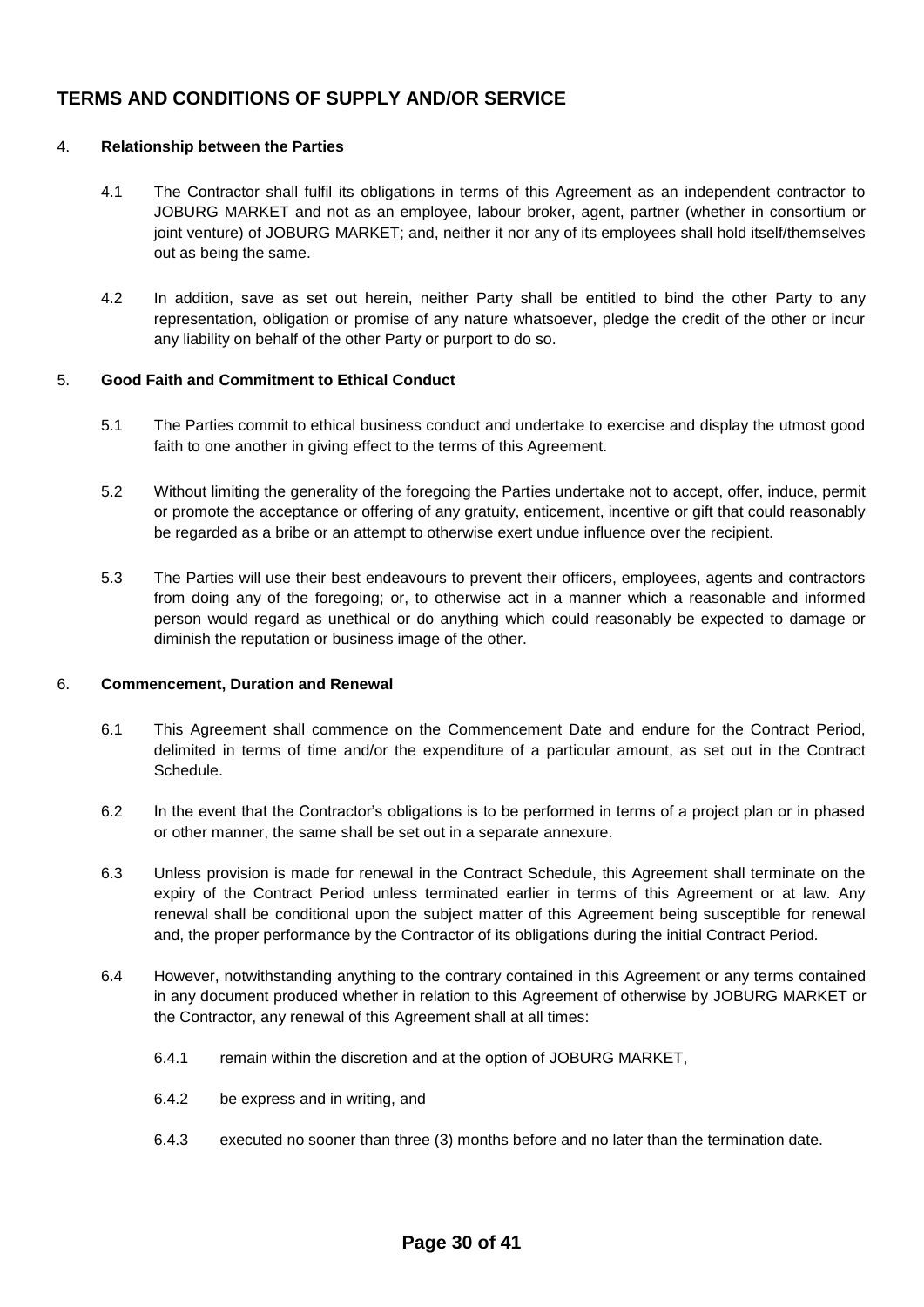## TERMS AND CONDITIONS OF SUPPLY AND/OR SERVICE

4. **Relationship between the Parties**

   4.1 The Contractor shall fulfil its obligations in terms of this Agreement as an independent contractor to JOBURG MARKET and not as an employee, labour broker, agent, partner (whether in consortium or joint venture) of JOBURG MARKET; and, neither it nor any of its employees shall hold itself/themselves out as being the same.

   4.2 In addition, save as set out herein, neither Party shall be entitled to bind the other Party to any representation, obligation or promise of any nature whatsoever, pledge the credit of the other or incur any liability on behalf of the other Party or purport to do so.

5. **Good Faith and Commitment to Ethical Conduct**

   5.1 The Parties commit to ethical business conduct and undertake to exercise and display the utmost good faith to one another in giving effect to the terms of this Agreement.

   5.2 Without limiting the generality of the foregoing the Parties undertake not to accept, offer, induce, permit or promote the acceptance or offering of any gratuity, enticement, incentive or gift that could reasonably be regarded as a bribe or an attempt to otherwise exert undue influence over the recipient.

   5.3 The Parties will use their best endeavours to prevent their officers, employees, agents and contractors from doing any of the foregoing; or, to otherwise act in a manner which a reasonable and informed person would regard as unethical or do anything which could reasonably be expected to damage or diminish the reputation or business image of the other.

6. **Commencement, Duration and Renewal**

   6.1 This Agreement shall commence on the Commencement Date and endure for the Contract Period, delimited in terms of time and/or the expenditure of a particular amount, as set out in the Contract Schedule.

   6.2 In the event that the Contractor's obligations is to be performed in terms of a project plan or in phased or other manner, the same shall be set out in a separate annexure.

   6.3 Unless provision is made for renewal in the Contract Schedule, this Agreement shall terminate on the expiry of the Contract Period unless terminated earlier in terms of this Agreement or at law. Any renewal shall be conditional upon the subject matter of this Agreement being susceptible for renewal and, the proper performance by the Contractor of its obligations during the initial Contract Period.

   6.4 However, notwithstanding anything to the contrary contained in this Agreement or any terms contained in any document produced whether in relation to this Agreement of otherwise by JOBURG MARKET or the Contractor, any renewal of this Agreement shall at all times:

      6.4.1 remain within the discretion and at the option of JOBURG MARKET,

      6.4.2 be express and in writing, and

      6.4.3 executed no sooner than three (3) months before and no later than the termination date.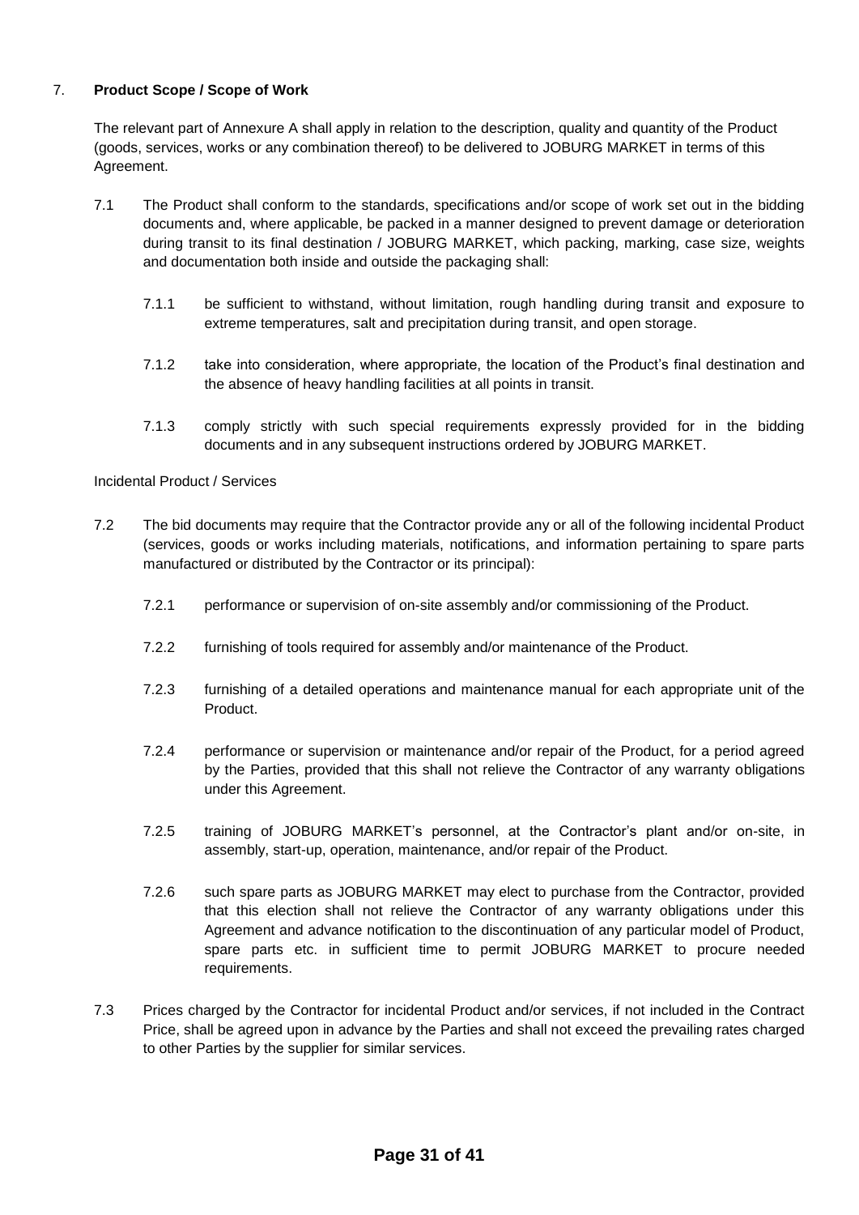## 7. **Product Scope / Scope of Work**

The relevant part of Annexure A shall apply in relation to the description, quality and quantity of the Product (goods, services, works or any combination thereof) to be delivered to JOBURG MARKET in terms of this Agreement.

7.1 The Product shall conform to the standards, specifications and/or scope of work set out in the bidding documents and, where applicable, be packed in a manner designed to prevent damage or deterioration during transit to its final destination / JOBURG MARKET, which packing, marking, case size, weights and documentation both inside and outside the packaging shall:

7.1.1 be sufficient to withstand, without limitation, rough handling during transit and exposure to extreme temperatures, salt and precipitation during transit, and open storage.

7.1.2 take into consideration, where appropriate, the location of the Product's final destination and the absence of heavy handling facilities at all points in transit.

7.1.3 comply strictly with such special requirements expressly provided for in the bidding documents and in any subsequent instructions ordered by JOBURG MARKET.

Incidental Product / Services

7.2 The bid documents may require that the Contractor provide any or all of the following incidental Product (services, goods or works including materials, notifications, and information pertaining to spare parts manufactured or distributed by the Contractor or its principal):

7.2.1 performance or supervision of on-site assembly and/or commissioning of the Product.

7.2.2 furnishing of tools required for assembly and/or maintenance of the Product.

7.2.3 furnishing of a detailed operations and maintenance manual for each appropriate unit of the Product.

7.2.4 performance or supervision or maintenance and/or repair of the Product, for a period agreed by the Parties, provided that this shall not relieve the Contractor of any warranty obligations under this Agreement.

7.2.5 training of JOBURG MARKET's personnel, at the Contractor's plant and/or on-site, in assembly, start-up, operation, maintenance, and/or repair of the Product.

7.2.6 such spare parts as JOBURG MARKET may elect to purchase from the Contractor, provided that this election shall not relieve the Contractor of any warranty obligations under this Agreement and advance notification to the discontinuation of any particular model of Product, spare parts etc. in sufficient time to permit JOBURG MARKET to procure needed requirements.

7.3 Prices charged by the Contractor for incidental Product and/or services, if not included in the Contract Price, shall be agreed upon in advance by the Parties and shall not exceed the prevailing rates charged to other Parties by the supplier for similar services.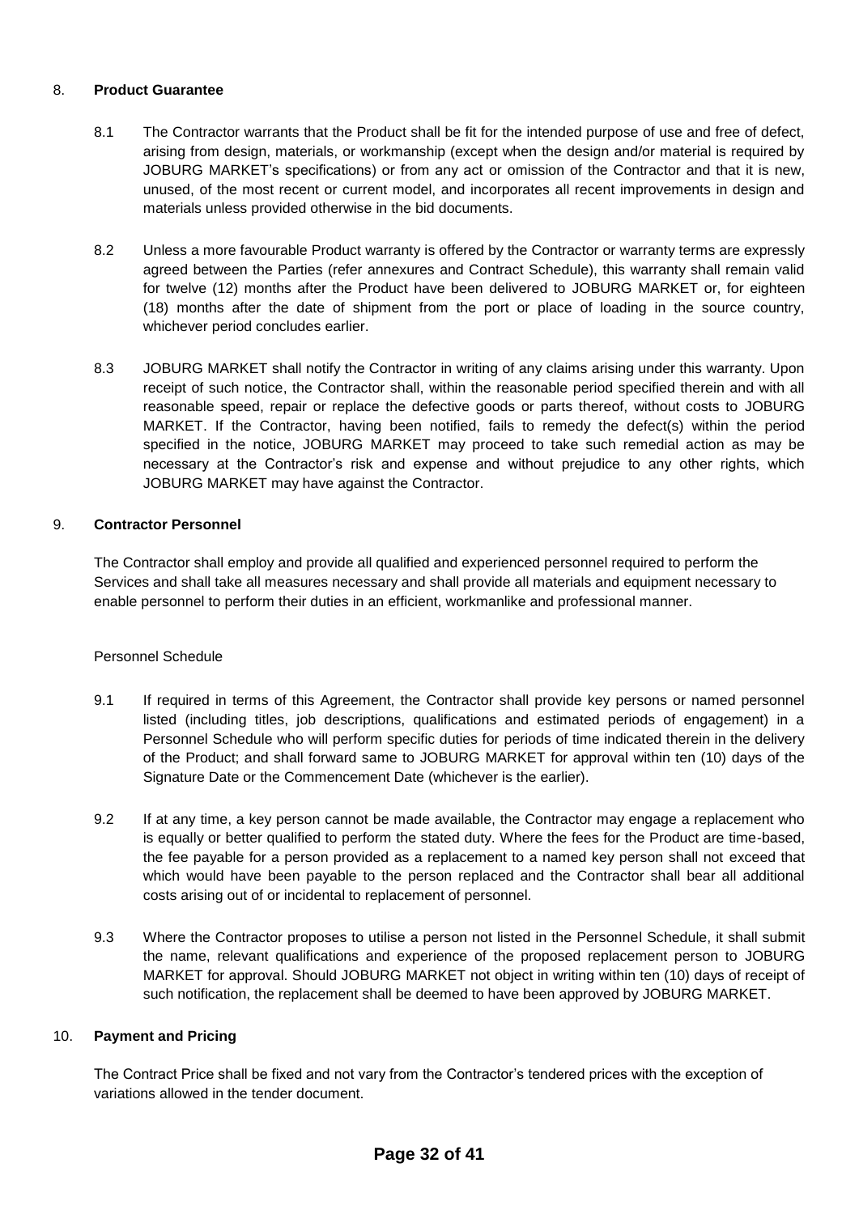## 8. **Product Guarantee**

8.1 The Contractor warrants that the Product shall be fit for the intended purpose of use and free of defect, arising from design, materials, or workmanship (except when the design and/or material is required by JOBURG MARKET's specifications) or from any act or omission of the Contractor and that it is new, unused, of the most recent or current model, and incorporates all recent improvements in design and materials unless provided otherwise in the bid documents.

8.2 Unless a more favourable Product warranty is offered by the Contractor or warranty terms are expressly agreed between the Parties (refer annexures and Contract Schedule), this warranty shall remain valid for twelve (12) months after the Product have been delivered to JOBURG MARKET or, for eighteen (18) months after the date of shipment from the port or place of loading in the source country, whichever period concludes earlier.

8.3 JOBURG MARKET shall notify the Contractor in writing of any claims arising under this warranty. Upon receipt of such notice, the Contractor shall, within the reasonable period specified therein and with all reasonable speed, repair or replace the defective goods or parts thereof, without costs to JOBURG MARKET. If the Contractor, having been notified, fails to remedy the defect(s) within the period specified in the notice, JOBURG MARKET may proceed to take such remedial action as may be necessary at the Contractor's risk and expense and without prejudice to any other rights, which JOBURG MARKET may have against the Contractor.

## 9. **Contractor Personnel**

The Contractor shall employ and provide all qualified and experienced personnel required to perform the Services and shall take all measures necessary and shall provide all materials and equipment necessary to enable personnel to perform their duties in an efficient, workmanlike and professional manner.

Personnel Schedule

9.1 If required in terms of this Agreement, the Contractor shall provide key persons or named personnel listed (including titles, job descriptions, qualifications and estimated periods of engagement) in a Personnel Schedule who will perform specific duties for periods of time indicated therein in the delivery of the Product; and shall forward same to JOBURG MARKET for approval within ten (10) days of the Signature Date or the Commencement Date (whichever is the earlier).

9.2 If at any time, a key person cannot be made available, the Contractor may engage a replacement who is equally or better qualified to perform the stated duty. Where the fees for the Product are time-based, the fee payable for a person provided as a replacement to a named key person shall not exceed that which would have been payable to the person replaced and the Contractor shall bear all additional costs arising out of or incidental to replacement of personnel.

9.3 Where the Contractor proposes to utilise a person not listed in the Personnel Schedule, it shall submit the name, relevant qualifications and experience of the proposed replacement person to JOBURG MARKET for approval. Should JOBURG MARKET not object in writing within ten (10) days of receipt of such notification, the replacement shall be deemed to have been approved by JOBURG MARKET.

## 10. **Payment and Pricing**

The Contract Price shall be fixed and not vary from the Contractor's tendered prices with the exception of variations allowed in the tender document.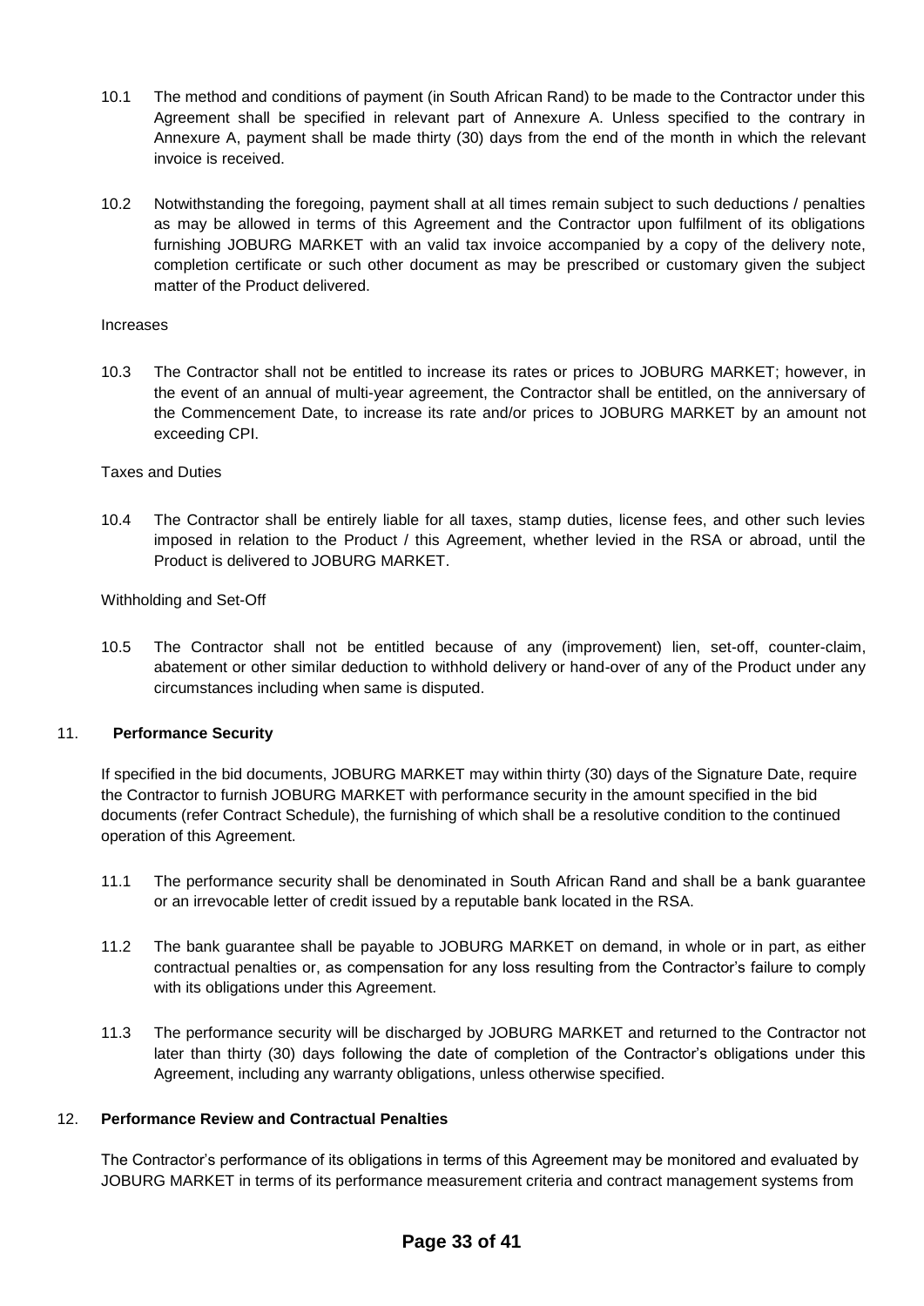10.1 The method and conditions of payment (in South African Rand) to be made to the Contractor under this Agreement shall be specified in relevant part of Annexure A. Unless specified to the contrary in Annexure A, payment shall be made thirty (30) days from the end of the month in which the relevant invoice is received.

10.2 Notwithstanding the foregoing, payment shall at all times remain subject to such deductions / penalties as may be allowed in terms of this Agreement and the Contractor upon fulfilment of its obligations furnishing JOBURG MARKET with an valid tax invoice accompanied by a copy of the delivery note, completion certificate or such other document as may be prescribed or customary given the subject matter of the Product delivered.

Increases

10.3 The Contractor shall not be entitled to increase its rates or prices to JOBURG MARKET; however, in the event of an annual of multi-year agreement, the Contractor shall be entitled, on the anniversary of the Commencement Date, to increase its rate and/or prices to JOBURG MARKET by an amount not exceeding CPI.

Taxes and Duties

10.4 The Contractor shall be entirely liable for all taxes, stamp duties, license fees, and other such levies imposed in relation to the Product / this Agreement, whether levied in the RSA or abroad, until the Product is delivered to JOBURG MARKET.

Withholding and Set-Off

10.5 The Contractor shall not be entitled because of any (improvement) lien, set-off, counter-claim, abatement or other similar deduction to withhold delivery or hand-over of any of the Product under any circumstances including when same is disputed.

## 11. **Performance Security**

If specified in the bid documents, JOBURG MARKET may within thirty (30) days of the Signature Date, require the Contractor to furnish JOBURG MARKET with performance security in the amount specified in the bid documents (refer Contract Schedule), the furnishing of which shall be a resolutive condition to the continued operation of this Agreement.

11.1 The performance security shall be denominated in South African Rand and shall be a bank guarantee or an irrevocable letter of credit issued by a reputable bank located in the RSA.

11.2 The bank guarantee shall be payable to JOBURG MARKET on demand, in whole or in part, as either contractual penalties or, as compensation for any loss resulting from the Contractor's failure to comply with its obligations under this Agreement.

11.3 The performance security will be discharged by JOBURG MARKET and returned to the Contractor not later than thirty (30) days following the date of completion of the Contractor's obligations under this Agreement, including any warranty obligations, unless otherwise specified.

## 12. **Performance Review and Contractual Penalties**

The Contractor's performance of its obligations in terms of this Agreement may be monitored and evaluated by JOBURG MARKET in terms of its performance measurement criteria and contract management systems from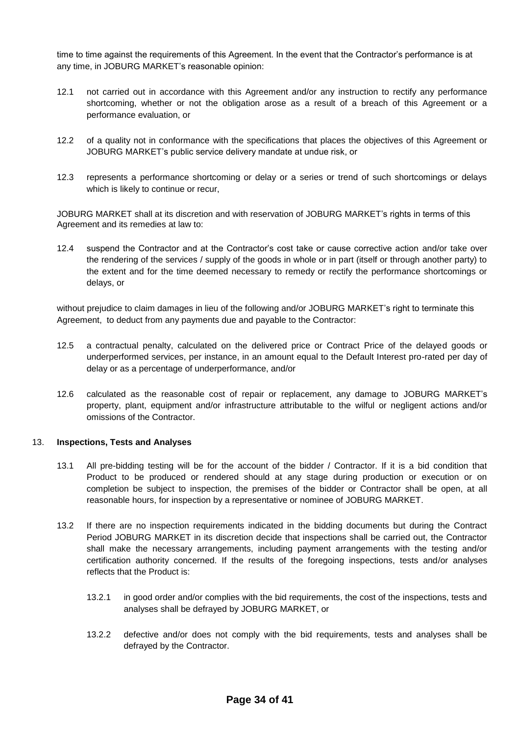time to time against the requirements of this Agreement. In the event that the Contractor's performance is at any time, in JOBURG MARKET's reasonable opinion:

12.1 not carried out in accordance with this Agreement and/or any instruction to rectify any performance shortcoming, whether or not the obligation arose as a result of a breach of this Agreement or a performance evaluation, or

12.2 of a quality not in conformance with the specifications that places the objectives of this Agreement or JOBURG MARKET's public service delivery mandate at undue risk, or

12.3 represents a performance shortcoming or delay or a series or trend of such shortcomings or delays which is likely to continue or recur,

JOBURG MARKET shall at its discretion and with reservation of JOBURG MARKET's rights in terms of this Agreement and its remedies at law to:

12.4 suspend the Contractor and at the Contractor's cost take or cause corrective action and/or take over the rendering of the services / supply of the goods in whole or in part (itself or through another party) to the extent and for the time deemed necessary to remedy or rectify the performance shortcomings or delays, or

without prejudice to claim damages in lieu of the following and/or JOBURG MARKET's right to terminate this Agreement, to deduct from any payments due and payable to the Contractor:

12.5 a contractual penalty, calculated on the delivered price or Contract Price of the delayed goods or underperformed services, per instance, in an amount equal to the Default Interest pro-rated per day of delay or as a percentage of underperformance, and/or

12.6 calculated as the reasonable cost of repair or replacement, any damage to JOBURG MARKET's property, plant, equipment and/or infrastructure attributable to the wilful or negligent actions and/or omissions of the Contractor.

## 13. **Inspections, Tests and Analyses**

13.1 All pre-bidding testing will be for the account of the bidder / Contractor. If it is a bid condition that Product to be produced or rendered should at any stage during production or execution or on completion be subject to inspection, the premises of the bidder or Contractor shall be open, at all reasonable hours, for inspection by a representative or nominee of JOBURG MARKET.

13.2 If there are no inspection requirements indicated in the bidding documents but during the Contract Period JOBURG MARKET in its discretion decide that inspections shall be carried out, the Contractor shall make the necessary arrangements, including payment arrangements with the testing and/or certification authority concerned. If the results of the foregoing inspections, tests and/or analyses reflects that the Product is:

- 13.2.1 in good order and/or complies with the bid requirements, the cost of the inspections, tests and analyses shall be defrayed by JOBURG MARKET, or

- 13.2.2 defective and/or does not comply with the bid requirements, tests and analyses shall be defrayed by the Contractor.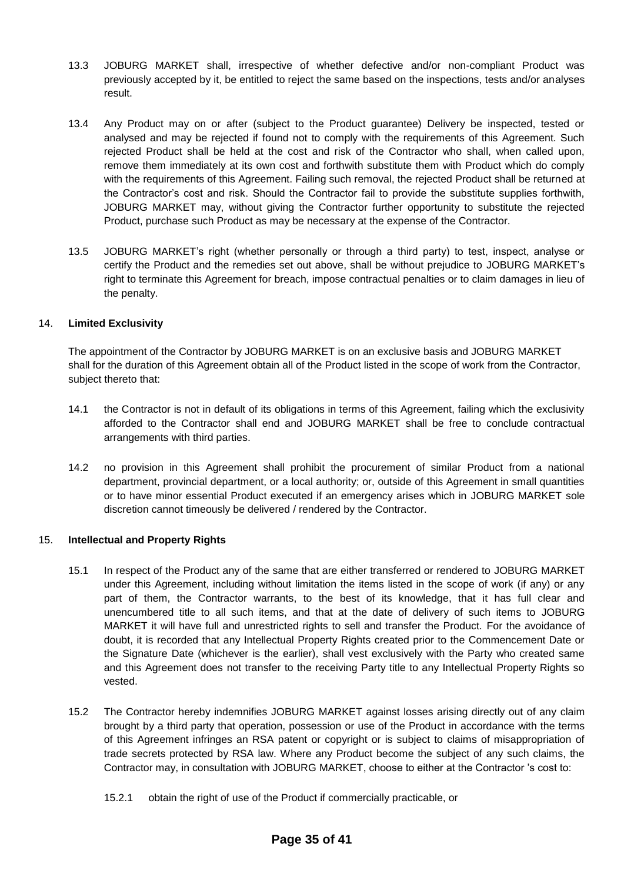13.3 JOBURG MARKET shall, irrespective of whether defective and/or non-compliant Product was previously accepted by it, be entitled to reject the same based on the inspections, tests and/or analyses result.

13.4 Any Product may on or after (subject to the Product guarantee) Delivery be inspected, tested or analysed and may be rejected if found not to comply with the requirements of this Agreement. Such rejected Product shall be held at the cost and risk of the Contractor who shall, when called upon, remove them immediately at its own cost and forthwith substitute them with Product which do comply with the requirements of this Agreement. Failing such removal, the rejected Product shall be returned at the Contractor's cost and risk. Should the Contractor fail to provide the substitute supplies forthwith, JOBURG MARKET may, without giving the Contractor further opportunity to substitute the rejected Product, purchase such Product as may be necessary at the expense of the Contractor.

13.5 JOBURG MARKET's right (whether personally or through a third party) to test, inspect, analyse or certify the Product and the remedies set out above, shall be without prejudice to JOBURG MARKET's right to terminate this Agreement for breach, impose contractual penalties or to claim damages in lieu of the penalty.

## 14. **Limited Exclusivity**

The appointment of the Contractor by JOBURG MARKET is on an exclusive basis and JOBURG MARKET shall for the duration of this Agreement obtain all of the Product listed in the scope of work from the Contractor, subject thereto that:

14.1 the Contractor is not in default of its obligations in terms of this Agreement, failing which the exclusivity afforded to the Contractor shall end and JOBURG MARKET shall be free to conclude contractual arrangements with third parties.

14.2 no provision in this Agreement shall prohibit the procurement of similar Product from a national department, provincial department, or a local authority; or, outside of this Agreement in small quantities or to have minor essential Product executed if an emergency arises which in JOBURG MARKET sole discretion cannot timeously be delivered / rendered by the Contractor.

## 15. **Intellectual and Property Rights**

15.1 In respect of the Product any of the same that are either transferred or rendered to JOBURG MARKET under this Agreement, including without limitation the items listed in the scope of work (if any) or any part of them, the Contractor warrants, to the best of its knowledge, that it has full clear and unencumbered title to all such items, and that at the date of delivery of such items to JOBURG MARKET it will have full and unrestricted rights to sell and transfer the Product. For the avoidance of doubt, it is recorded that any Intellectual Property Rights created prior to the Commencement Date or the Signature Date (whichever is the earlier), shall vest exclusively with the Party who created same and this Agreement does not transfer to the receiving Party title to any Intellectual Property Rights so vested.

15.2 The Contractor hereby indemnifies JOBURG MARKET against losses arising directly out of any claim brought by a third party that operation, possession or use of the Product in accordance with the terms of this Agreement infringes an RSA patent or copyright or is subject to claims of misappropriation of trade secrets protected by RSA law. Where any Product become the subject of any such claims, the Contractor may, in consultation with JOBURG MARKET, choose to either at the Contractor 's cost to:

15.2.1 obtain the right of use of the Product if commercially practicable, or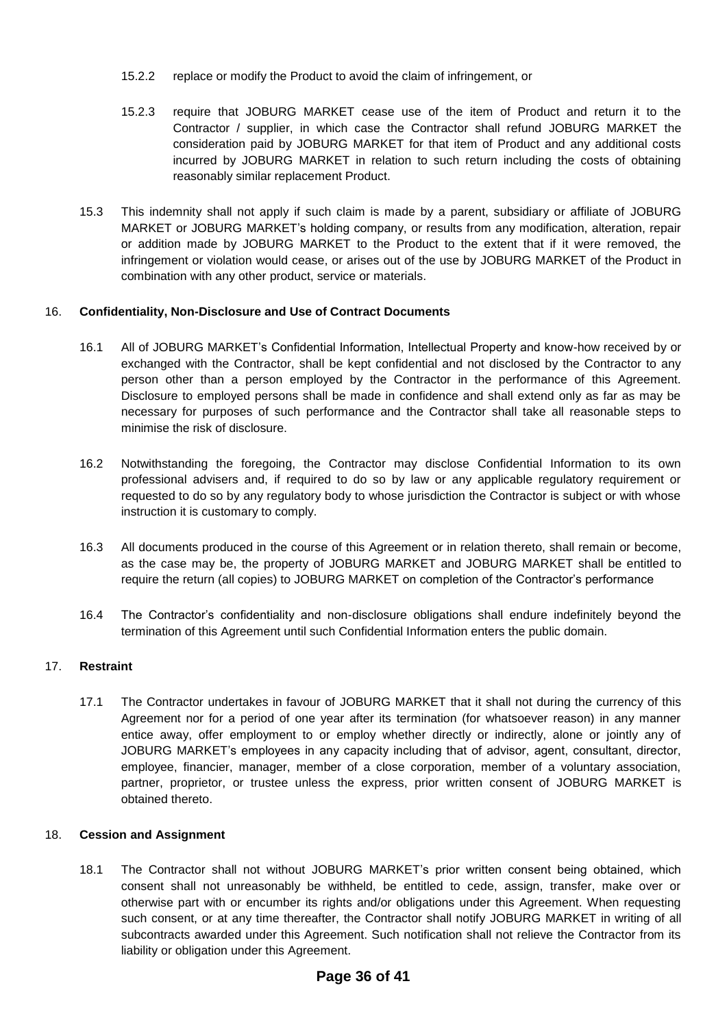15.2.2 replace or modify the Product to avoid the claim of infringement, or

15.2.3 require that JOBURG MARKET cease use of the item of Product and return it to the Contractor / supplier, in which case the Contractor shall refund JOBURG MARKET the consideration paid by JOBURG MARKET for that item of Product and any additional costs incurred by JOBURG MARKET in relation to such return including the costs of obtaining reasonably similar replacement Product.

15.3 This indemnity shall not apply if such claim is made by a parent, subsidiary or affiliate of JOBURG MARKET or JOBURG MARKET's holding company, or results from any modification, alteration, repair or addition made by JOBURG MARKET to the Product to the extent that if it were removed, the infringement or violation would cease, or arises out of the use by JOBURG MARKET of the Product in combination with any other product, service or materials.

## 16. **Confidentiality, Non-Disclosure and Use of Contract Documents**

16.1 All of JOBURG MARKET's Confidential Information, Intellectual Property and know-how received by or exchanged with the Contractor, shall be kept confidential and not disclosed by the Contractor to any person other than a person employed by the Contractor in the performance of this Agreement. Disclosure to employed persons shall be made in confidence and shall extend only as far as may be necessary for purposes of such performance and the Contractor shall take all reasonable steps to minimise the risk of disclosure.

16.2 Notwithstanding the foregoing, the Contractor may disclose Confidential Information to its own professional advisers and, if required to do so by law or any applicable regulatory requirement or requested to do so by any regulatory body to whose jurisdiction the Contractor is subject or with whose instruction it is customary to comply.

16.3 All documents produced in the course of this Agreement or in relation thereto, shall remain or become, as the case may be, the property of JOBURG MARKET and JOBURG MARKET shall be entitled to require the return (all copies) to JOBURG MARKET on completion of the Contractor's performance

16.4 The Contractor's confidentiality and non-disclosure obligations shall endure indefinitely beyond the termination of this Agreement until such Confidential Information enters the public domain.

## 17. **Restraint**

17.1 The Contractor undertakes in favour of JOBURG MARKET that it shall not during the currency of this Agreement nor for a period of one year after its termination (for whatsoever reason) in any manner entice away, offer employment to or employ whether directly or indirectly, alone or jointly any of JOBURG MARKET's employees in any capacity including that of advisor, agent, consultant, director, employee, financier, manager, member of a close corporation, member of a voluntary association, partner, proprietor, or trustee unless the express, prior written consent of JOBURG MARKET is obtained thereto.

## 18. **Cession and Assignment**

18.1 The Contractor shall not without JOBURG MARKET's prior written consent being obtained, which consent shall not unreasonably be withheld, be entitled to cede, assign, transfer, make over or otherwise part with or encumber its rights and/or obligations under this Agreement. When requesting such consent, or at any time thereafter, the Contractor shall notify JOBURG MARKET in writing of all subcontracts awarded under this Agreement. Such notification shall not relieve the Contractor from its liability or obligation under this Agreement.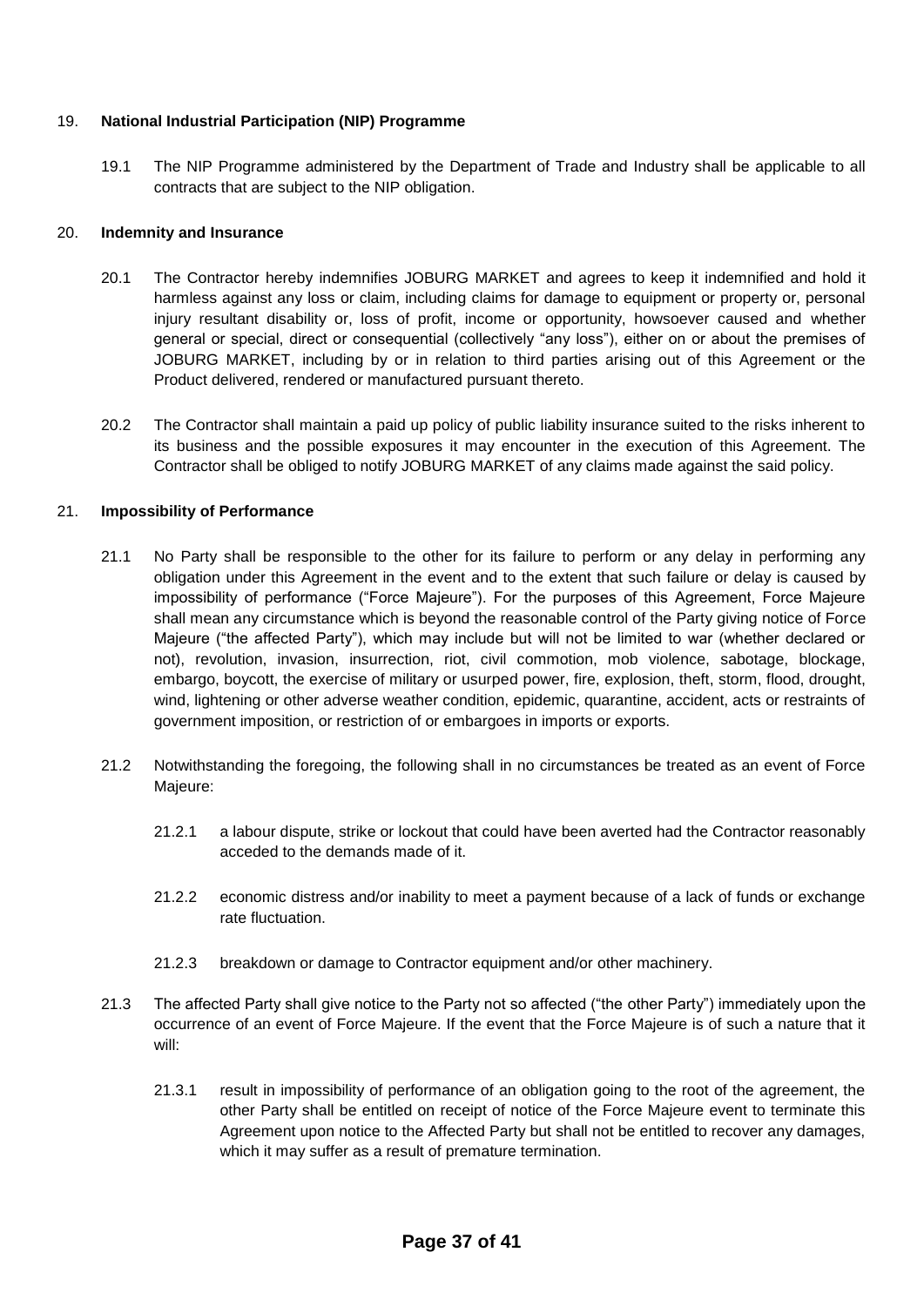## 19. **National Industrial Participation (NIP) Programme**

19.1 The NIP Programme administered by the Department of Trade and Industry shall be applicable to all contracts that are subject to the NIP obligation.

## 20. **Indemnity and Insurance**

20.1 The Contractor hereby indemnifies JOBURG MARKET and agrees to keep it indemnified and hold it harmless against any loss or claim, including claims for damage to equipment or property or, personal injury resultant disability or, loss of profit, income or opportunity, howsoever caused and whether general or special, direct or consequential (collectively "any loss"), either on or about the premises of JOBURG MARKET, including by or in relation to third parties arising out of this Agreement or the Product delivered, rendered or manufactured pursuant thereto.

20.2 The Contractor shall maintain a paid up policy of public liability insurance suited to the risks inherent to its business and the possible exposures it may encounter in the execution of this Agreement. The Contractor shall be obliged to notify JOBURG MARKET of any claims made against the said policy.

## 21. **Impossibility of Performance**

21.1 No Party shall be responsible to the other for its failure to perform or any delay in performing any obligation under this Agreement in the event and to the extent that such failure or delay is caused by impossibility of performance ("Force Majeure"). For the purposes of this Agreement, Force Majeure shall mean any circumstance which is beyond the reasonable control of the Party giving notice of Force Majeure ("the affected Party"), which may include but will not be limited to war (whether declared or not), revolution, invasion, insurrection, riot, civil commotion, mob violence, sabotage, blockage, embargo, boycott, the exercise of military or usurped power, fire, explosion, theft, storm, flood, drought, wind, lightening or other adverse weather condition, epidemic, quarantine, accident, acts or restraints of government imposition, or restriction of or embargoes in imports or exports.

21.2 Notwithstanding the foregoing, the following shall in no circumstances be treated as an event of Force Majeure:

21.2.1 a labour dispute, strike or lockout that could have been averted had the Contractor reasonably acceded to the demands made of it.

21.2.2 economic distress and/or inability to meet a payment because of a lack of funds or exchange rate fluctuation.

21.2.3 breakdown or damage to Contractor equipment and/or other machinery.

21.3 The affected Party shall give notice to the Party not so affected ("the other Party") immediately upon the occurrence of an event of Force Majeure. If the event that the Force Majeure is of such a nature that it will:

21.3.1 result in impossibility of performance of an obligation going to the root of the agreement, the other Party shall be entitled on receipt of notice of the Force Majeure event to terminate this Agreement upon notice to the Affected Party but shall not be entitled to recover any damages, which it may suffer as a result of premature termination.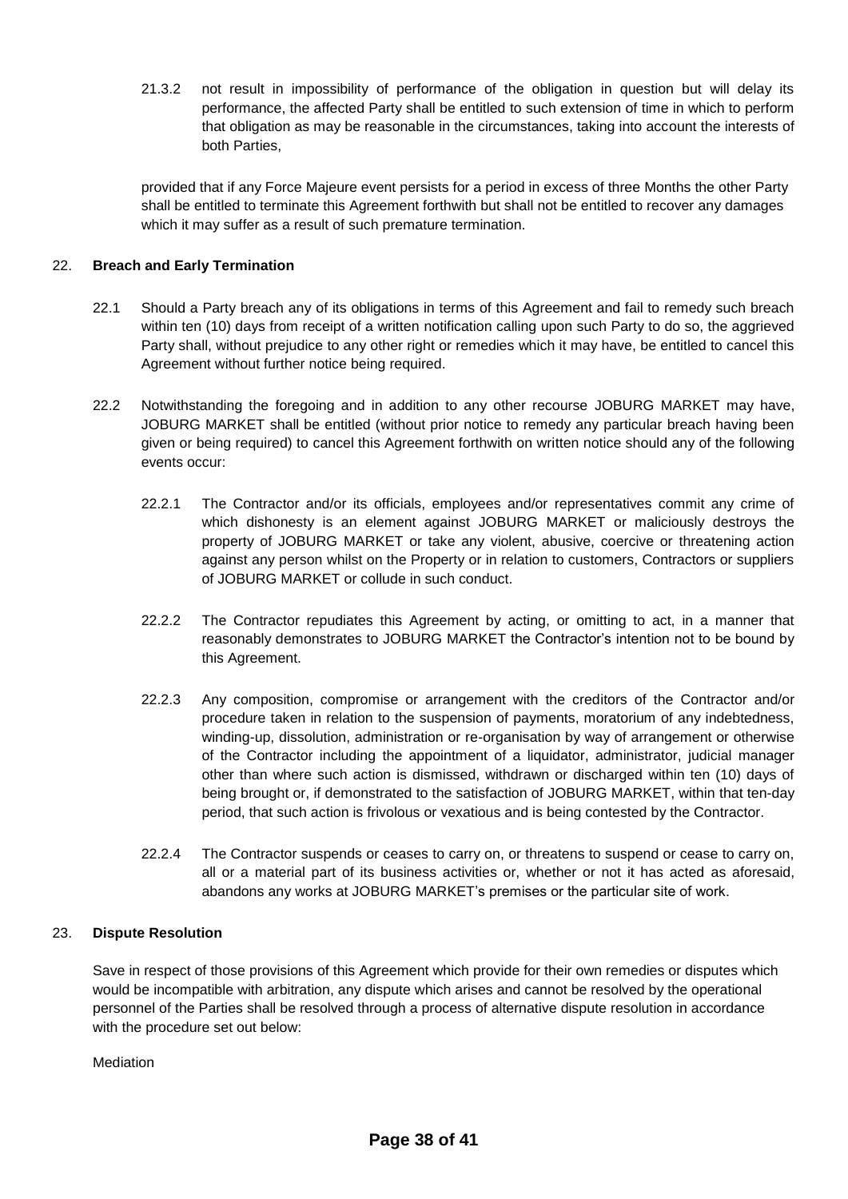21.3.2 not result in impossibility of performance of the obligation in question but will delay its performance, the affected Party shall be entitled to such extension of time in which to perform that obligation as may be reasonable in the circumstances, taking into account the interests of both Parties,

provided that if any Force Majeure event persists for a period in excess of three Months the other Party shall be entitled to terminate this Agreement forthwith but shall not be entitled to recover any damages which it may suffer as a result of such premature termination.

## 22. **Breach and Early Termination**

22.1 Should a Party breach any of its obligations in terms of this Agreement and fail to remedy such breach within ten (10) days from receipt of a written notification calling upon such Party to do so, the aggrieved Party shall, without prejudice to any other right or remedies which it may have, be entitled to cancel this Agreement without further notice being required.

22.2 Notwithstanding the foregoing and in addition to any other recourse JOBURG MARKET may have, JOBURG MARKET shall be entitled (without prior notice to remedy any particular breach having been given or being required) to cancel this Agreement forthwith on written notice should any of the following events occur:

22.2.1 The Contractor and/or its officials, employees and/or representatives commit any crime of which dishonesty is an element against JOBURG MARKET or maliciously destroys the property of JOBURG MARKET or take any violent, abusive, coercive or threatening action against any person whilst on the Property or in relation to customers, Contractors or suppliers of JOBURG MARKET or collude in such conduct.

22.2.2 The Contractor repudiates this Agreement by acting, or omitting to act, in a manner that reasonably demonstrates to JOBURG MARKET the Contractor's intention not to be bound by this Agreement.

22.2.3 Any composition, compromise or arrangement with the creditors of the Contractor and/or procedure taken in relation to the suspension of payments, moratorium of any indebtedness, winding-up, dissolution, administration or re-organisation by way of arrangement or otherwise of the Contractor including the appointment of a liquidator, administrator, judicial manager other than where such action is dismissed, withdrawn or discharged within ten (10) days of being brought or, if demonstrated to the satisfaction of JOBURG MARKET, within that ten-day period, that such action is frivolous or vexatious and is being contested by the Contractor.

22.2.4 The Contractor suspends or ceases to carry on, or threatens to suspend or cease to carry on, all or a material part of its business activities or, whether or not it has acted as aforesaid, abandons any works at JOBURG MARKET's premises or the particular site of work.

## 23. **Dispute Resolution**

Save in respect of those provisions of this Agreement which provide for their own remedies or disputes which would be incompatible with arbitration, any dispute which arises and cannot be resolved by the operational personnel of the Parties shall be resolved through a process of alternative dispute resolution in accordance with the procedure set out below:

Mediation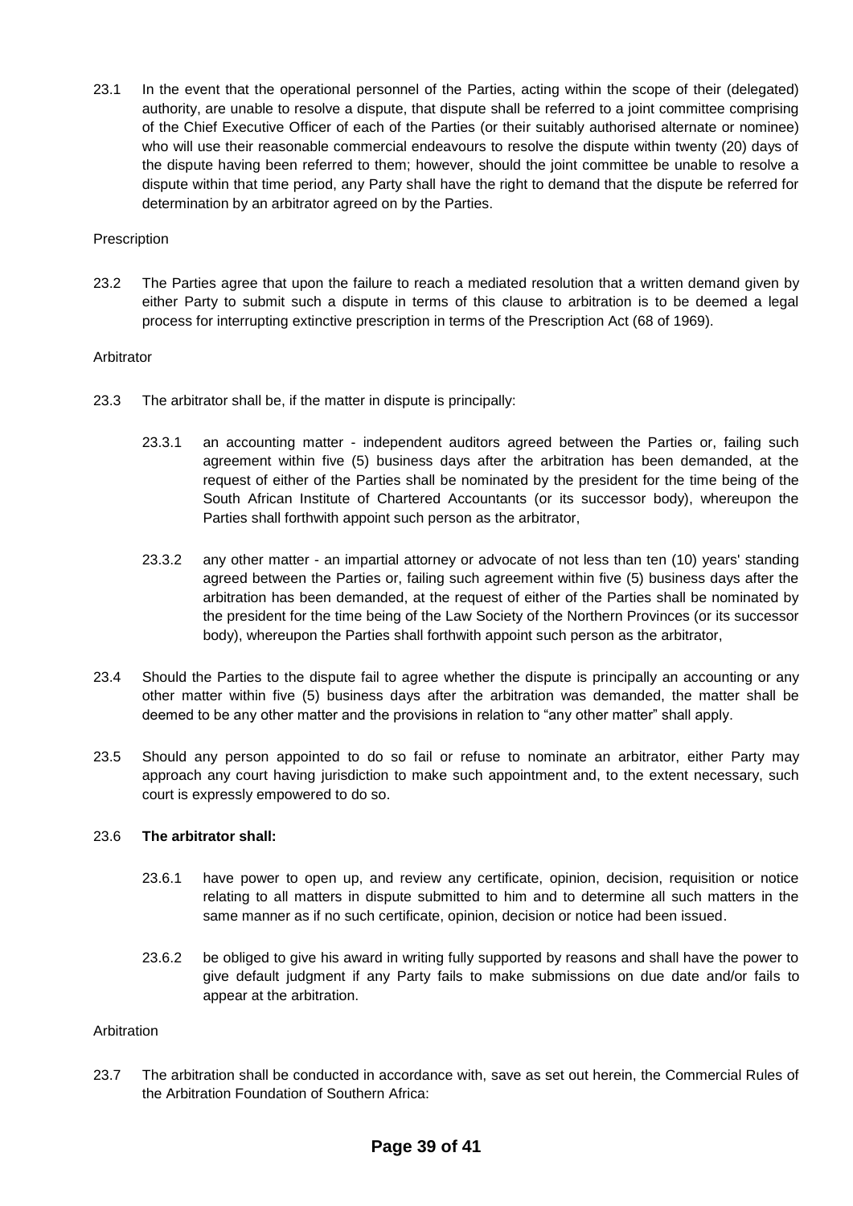23.1 In the event that the operational personnel of the Parties, acting within the scope of their (delegated) authority, are unable to resolve a dispute, that dispute shall be referred to a joint committee comprising of the Chief Executive Officer of each of the Parties (or their suitably authorised alternate or nominee) who will use their reasonable commercial endeavours to resolve the dispute within twenty (20) days of the dispute having been referred to them; however, should the joint committee be unable to resolve a dispute within that time period, any Party shall have the right to demand that the dispute be referred for determination by an arbitrator agreed on by the Parties.

Prescription

23.2 The Parties agree that upon the failure to reach a mediated resolution that a written demand given by either Party to submit such a dispute in terms of this clause to arbitration is to be deemed a legal process for interrupting extinctive prescription in terms of the Prescription Act (68 of 1969).

Arbitrator

23.3 The arbitrator shall be, if the matter in dispute is principally:

23.3.1 an accounting matter - independent auditors agreed between the Parties or, failing such agreement within five (5) business days after the arbitration has been demanded, at the request of either of the Parties shall be nominated by the president for the time being of the South African Institute of Chartered Accountants (or its successor body), whereupon the Parties shall forthwith appoint such person as the arbitrator,

23.3.2 any other matter - an impartial attorney or advocate of not less than ten (10) years' standing agreed between the Parties or, failing such agreement within five (5) business days after the arbitration has been demanded, at the request of either of the Parties shall be nominated by the president for the time being of the Law Society of the Northern Provinces (or its successor body), whereupon the Parties shall forthwith appoint such person as the arbitrator,

23.4 Should the Parties to the dispute fail to agree whether the dispute is principally an accounting or any other matter within five (5) business days after the arbitration was demanded, the matter shall be deemed to be any other matter and the provisions in relation to "any other matter" shall apply.

23.5 Should any person appointed to do so fail or refuse to nominate an arbitrator, either Party may approach any court having jurisdiction to make such appointment and, to the extent necessary, such court is expressly empowered to do so.

23.6 **The arbitrator shall:**

23.6.1 have power to open up, and review any certificate, opinion, decision, requisition or notice relating to all matters in dispute submitted to him and to determine all such matters in the same manner as if no such certificate, opinion, decision or notice had been issued.

23.6.2 be obliged to give his award in writing fully supported by reasons and shall have the power to give default judgment if any Party fails to make submissions on due date and/or fails to appear at the arbitration.

Arbitration

23.7 The arbitration shall be conducted in accordance with, save as set out herein, the Commercial Rules of the Arbitration Foundation of Southern Africa: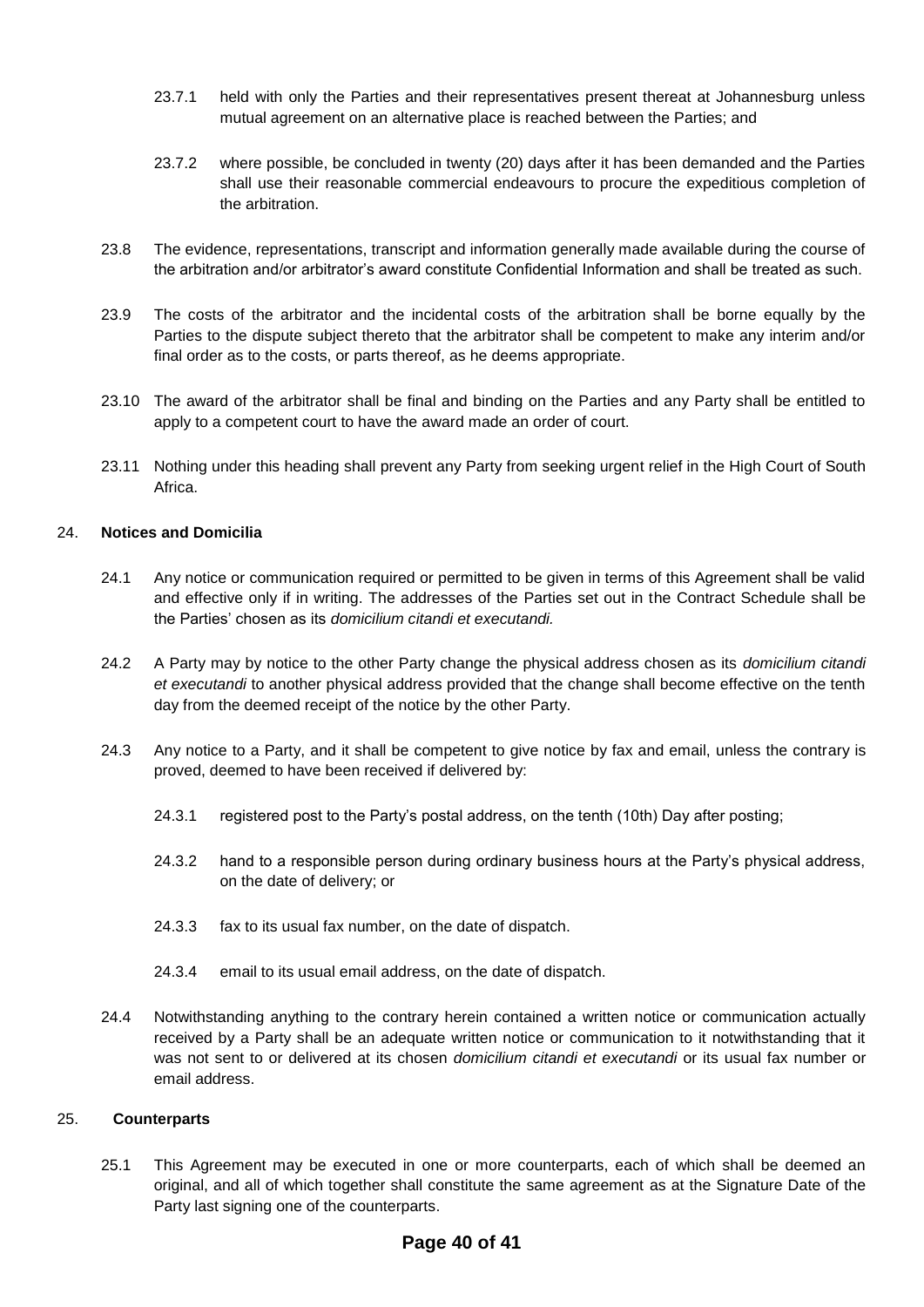23.7.1 held with only the Parties and their representatives present thereat at Johannesburg unless mutual agreement on an alternative place is reached between the Parties; and

23.7.2 where possible, be concluded in twenty (20) days after it has been demanded and the Parties shall use their reasonable commercial endeavours to procure the expeditious completion of the arbitration.

23.8 The evidence, representations, transcript and information generally made available during the course of the arbitration and/or arbitrator's award constitute Confidential Information and shall be treated as such.

23.9 The costs of the arbitrator and the incidental costs of the arbitration shall be borne equally by the Parties to the dispute subject thereto that the arbitrator shall be competent to make any interim and/or final order as to the costs, or parts thereof, as he deems appropriate.

23.10 The award of the arbitrator shall be final and binding on the Parties and any Party shall be entitled to apply to a competent court to have the award made an order of court.

23.11 Nothing under this heading shall prevent any Party from seeking urgent relief in the High Court of South Africa.

24. **Notices and Domicilia**

24.1 Any notice or communication required or permitted to be given in terms of this Agreement shall be valid and effective only if in writing. The addresses of the Parties set out in the Contract Schedule shall be the Parties' chosen as its *domicilium citandi et executandi.*

24.2 A Party may by notice to the other Party change the physical address chosen as its *domicilium citandi et executandi* to another physical address provided that the change shall become effective on the tenth day from the deemed receipt of the notice by the other Party.

24.3 Any notice to a Party, and it shall be competent to give notice by fax and email, unless the contrary is proved, deemed to have been received if delivered by:

24.3.1 registered post to the Party's postal address, on the tenth (10th) Day after posting;

24.3.2 hand to a responsible person during ordinary business hours at the Party's physical address, on the date of delivery; or

24.3.3 fax to its usual fax number, on the date of dispatch.

24.3.4 email to its usual email address, on the date of dispatch.

24.4 Notwithstanding anything to the contrary herein contained a written notice or communication actually received by a Party shall be an adequate written notice or communication to it notwithstanding that it was not sent to or delivered at its chosen *domicilium citandi et executandi* or its usual fax number or email address.

25. **Counterparts**

25.1 This Agreement may be executed in one or more counterparts, each of which shall be deemed an original, and all of which together shall constitute the same agreement as at the Signature Date of the Party last signing one of the counterparts.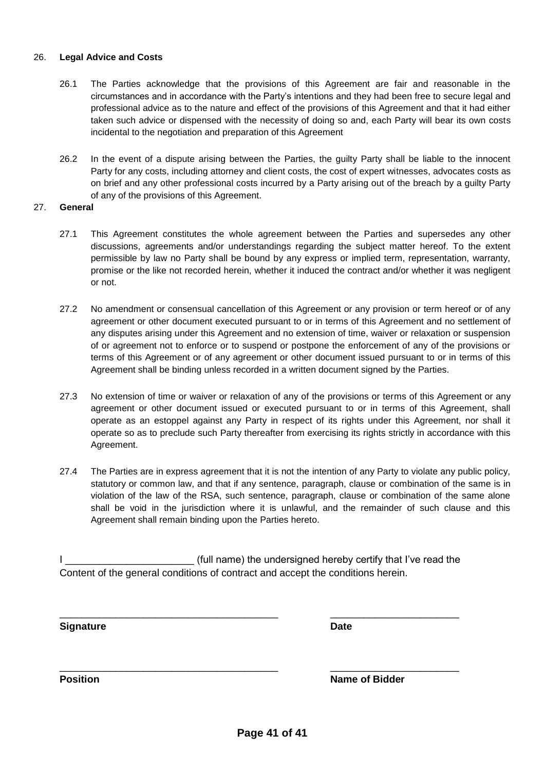26. **Legal Advice and Costs**

26.1 The Parties acknowledge that the provisions of this Agreement are fair and reasonable in the circumstances and in accordance with the Party's intentions and they had been free to secure legal and professional advice as to the nature and effect of the provisions of this Agreement and that it had either taken such advice or dispensed with the necessity of doing so and, each Party will bear its own costs incidental to the negotiation and preparation of this Agreement

26.2 In the event of a dispute arising between the Parties, the guilty Party shall be liable to the innocent Party for any costs, including attorney and client costs, the cost of expert witnesses, advocates costs as on brief and any other professional costs incurred by a Party arising out of the breach by a guilty Party of any of the provisions of this Agreement.

27. **General**

27.1 This Agreement constitutes the whole agreement between the Parties and supersedes any other discussions, agreements and/or understandings regarding the subject matter hereof. To the extent permissible by law no Party shall be bound by any express or implied term, representation, warranty, promise or the like not recorded herein, whether it induced the contract and/or whether it was negligent or not.

27.2 No amendment or consensual cancellation of this Agreement or any provision or term hereof or of any agreement or other document executed pursuant to or in terms of this Agreement and no settlement of any disputes arising under this Agreement and no extension of time, waiver or relaxation or suspension of or agreement not to enforce or to suspend or postpone the enforcement of any of the provisions or terms of this Agreement or of any agreement or other document issued pursuant to or in terms of this Agreement shall be binding unless recorded in a written document signed by the Parties.

27.3 No extension of time or waiver or relaxation of any of the provisions or terms of this Agreement or any agreement or other document issued or executed pursuant to or in terms of this Agreement, shall operate as an estoppel against any Party in respect of its rights under this Agreement, nor shall it operate so as to preclude such Party thereafter from exercising its rights strictly in accordance with this Agreement.

27.4 The Parties are in express agreement that it is not the intention of any Party to violate any public policy, statutory or common law, and that if any sentence, paragraph, clause or combination of the same is in violation of the law of the RSA, such sentence, paragraph, clause or combination of the same alone shall be void in the jurisdiction where it is unlawful, and the remainder of such clause and this Agreement shall remain binding upon the Parties hereto.

I _______________________ (full name) the undersigned hereby certify that I've read the Content of the general conditions of contract and accept the conditions herein.

_______________________________________ &nbsp;&nbsp;&nbsp;&nbsp; _______________________

**Signature** &nbsp;&nbsp;&nbsp;&nbsp; **Date**

_______________________________________ &nbsp;&nbsp;&nbsp;&nbsp; _______________________

**Position** &nbsp;&nbsp;&nbsp;&nbsp; **Name of Bidder**